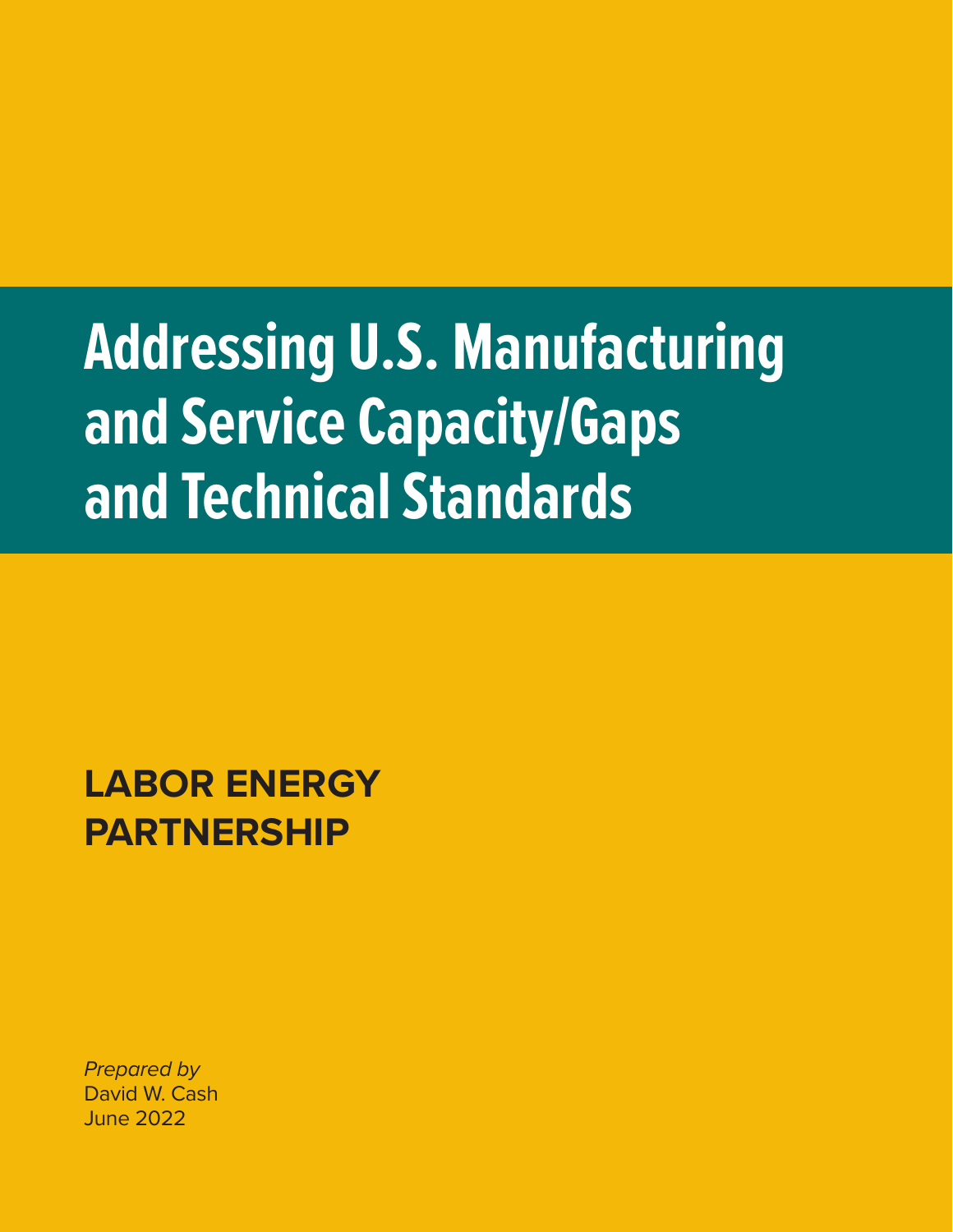# Addressing U.S. Manufacturing and Service Capacity/Gaps and Technical Standards

**LABOR ENERGY PARTNERSHIP**

*Prepared by*
David W. Cash
June 2022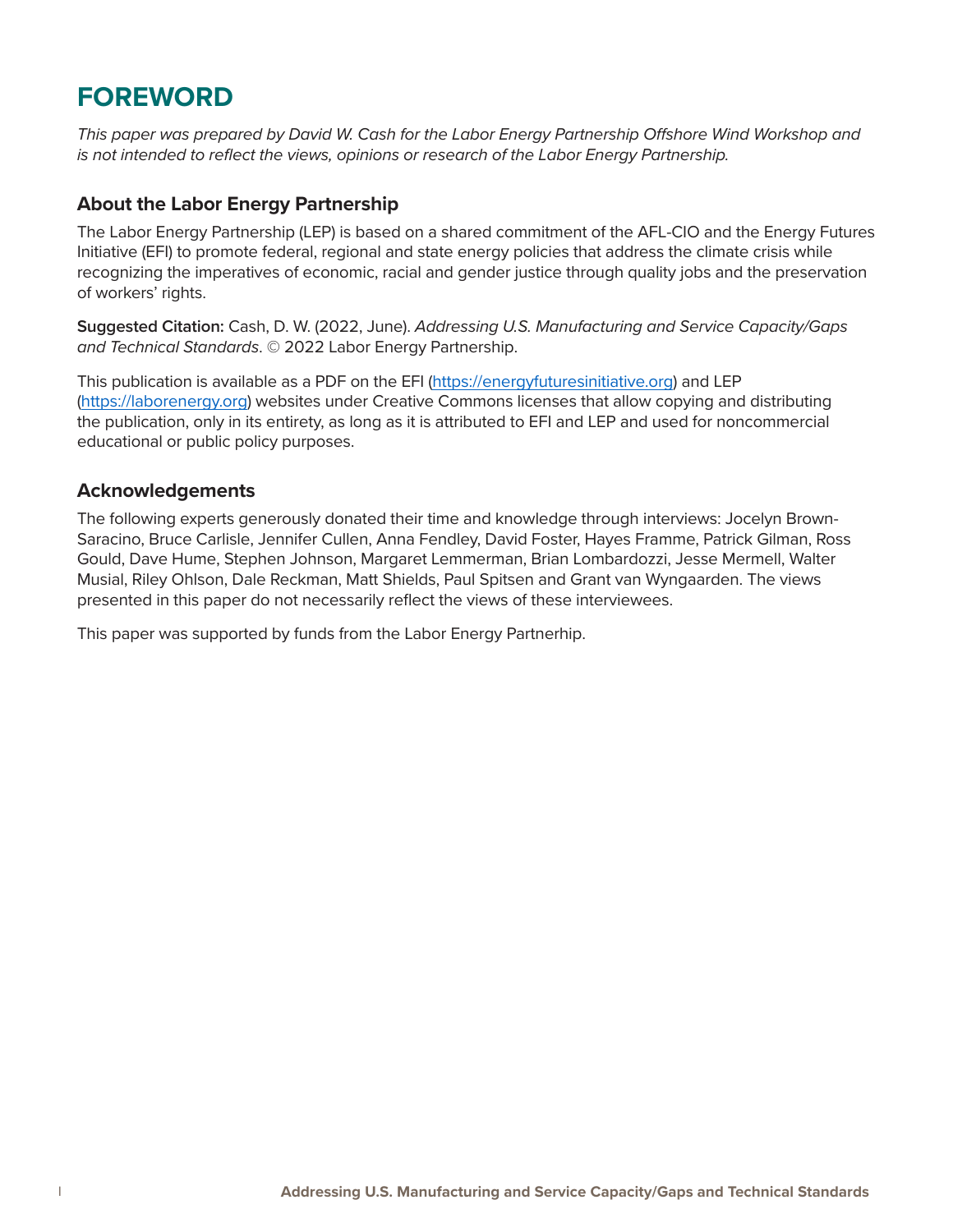# FOREWORD

*This paper was prepared by David W. Cash for the Labor Energy Partnership Offshore Wind Workshop and is not intended to reflect the views, opinions or research of the Labor Energy Partnership.*

## About the Labor Energy Partnership

The Labor Energy Partnership (LEP) is based on a shared commitment of the AFL-CIO and the Energy Futures Initiative (EFI) to promote federal, regional and state energy policies that address the climate crisis while recognizing the imperatives of economic, racial and gender justice through quality jobs and the preservation of workers' rights.

**Suggested Citation:** Cash, D. W. (2022, June). *Addressing U.S. Manufacturing and Service Capacity/Gaps and Technical Standards*. © 2022 Labor Energy Partnership.

This publication is available as a PDF on the EFI (https://energyfuturesinitiative.org) and LEP (https://laborenergy.org) websites under Creative Commons licenses that allow copying and distributing the publication, only in its entirety, as long as it is attributed to EFI and LEP and used for noncommercial educational or public policy purposes.

## Acknowledgements

The following experts generously donated their time and knowledge through interviews: Jocelyn Brown-Saracino, Bruce Carlisle, Jennifer Cullen, Anna Fendley, David Foster, Hayes Framme, Patrick Gilman, Ross Gould, Dave Hume, Stephen Johnson, Margaret Lemmerman, Brian Lombardozzi, Jesse Mermell, Walter Musial, Riley Ohlson, Dale Reckman, Matt Shields, Paul Spitsen and Grant van Wyngaarden. The views presented in this paper do not necessarily reflect the views of these interviewees.

This paper was supported by funds from the Labor Energy Partnerhip.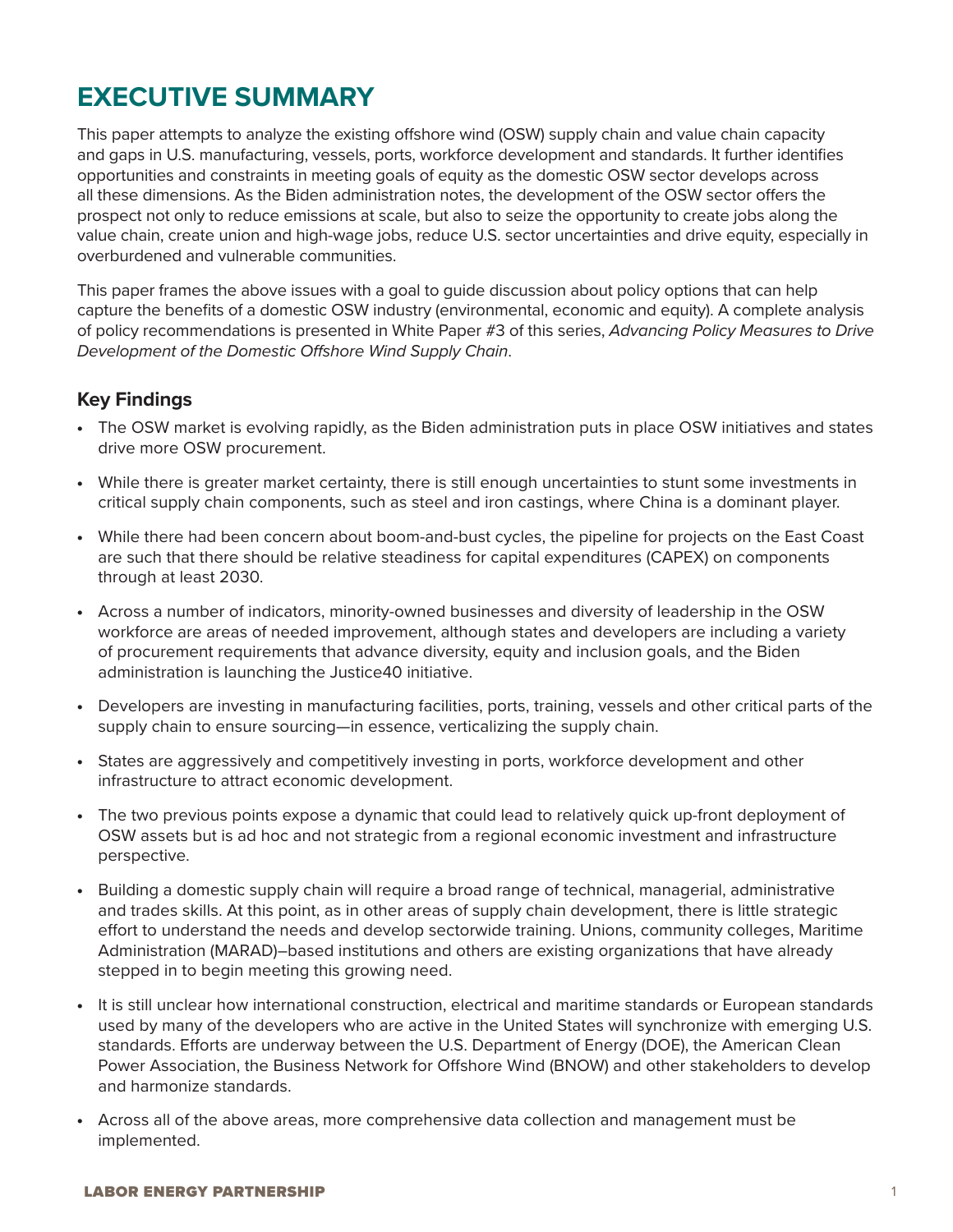# EXECUTIVE SUMMARY

This paper attempts to analyze the existing offshore wind (OSW) supply chain and value chain capacity and gaps in U.S. manufacturing, vessels, ports, workforce development and standards. It further identifies opportunities and constraints in meeting goals of equity as the domestic OSW sector develops across all these dimensions. As the Biden administration notes, the development of the OSW sector offers the prospect not only to reduce emissions at scale, but also to seize the opportunity to create jobs along the value chain, create union and high-wage jobs, reduce U.S. sector uncertainties and drive equity, especially in overburdened and vulnerable communities.

This paper frames the above issues with a goal to guide discussion about policy options that can help capture the benefits of a domestic OSW industry (environmental, economic and equity). A complete analysis of policy recommendations is presented in White Paper #3 of this series, *Advancing Policy Measures to Drive Development of the Domestic Offshore Wind Supply Chain*.

## Key Findings

- The OSW market is evolving rapidly, as the Biden administration puts in place OSW initiatives and states drive more OSW procurement.
- While there is greater market certainty, there is still enough uncertainties to stunt some investments in critical supply chain components, such as steel and iron castings, where China is a dominant player.
- While there had been concern about boom-and-bust cycles, the pipeline for projects on the East Coast are such that there should be relative steadiness for capital expenditures (CAPEX) on components through at least 2030.
- Across a number of indicators, minority-owned businesses and diversity of leadership in the OSW workforce are areas of needed improvement, although states and developers are including a variety of procurement requirements that advance diversity, equity and inclusion goals, and the Biden administration is launching the Justice40 initiative.
- Developers are investing in manufacturing facilities, ports, training, vessels and other critical parts of the supply chain to ensure sourcing—in essence, verticalizing the supply chain.
- States are aggressively and competitively investing in ports, workforce development and other infrastructure to attract economic development.
- The two previous points expose a dynamic that could lead to relatively quick up-front deployment of OSW assets but is ad hoc and not strategic from a regional economic investment and infrastructure perspective.
- Building a domestic supply chain will require a broad range of technical, managerial, administrative and trades skills. At this point, as in other areas of supply chain development, there is little strategic effort to understand the needs and develop sectorwide training. Unions, community colleges, Maritime Administration (MARAD)–based institutions and others are existing organizations that have already stepped in to begin meeting this growing need.
- It is still unclear how international construction, electrical and maritime standards or European standards used by many of the developers who are active in the United States will synchronize with emerging U.S. standards. Efforts are underway between the U.S. Department of Energy (DOE), the American Clean Power Association, the Business Network for Offshore Wind (BNOW) and other stakeholders to develop and harmonize standards.
- Across all of the above areas, more comprehensive data collection and management must be implemented.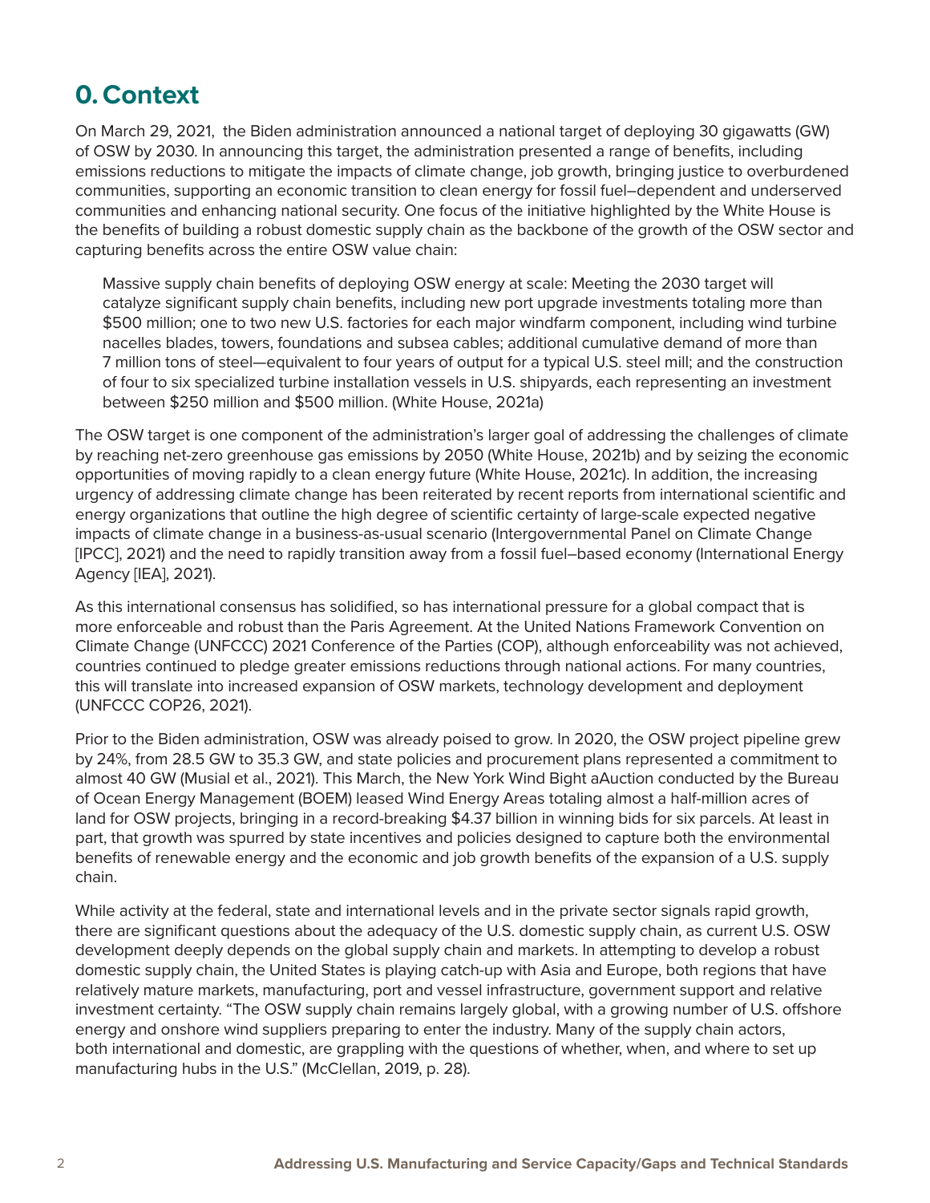# 0. Context

On March 29, 2021, the Biden administration announced a national target of deploying 30 gigawatts (GW) of OSW by 2030. In announcing this target, the administration presented a range of benefits, including emissions reductions to mitigate the impacts of climate change, job growth, bringing justice to overburdened communities, supporting an economic transition to clean energy for fossil fuel–dependent and underserved communities and enhancing national security. One focus of the initiative highlighted by the White House is the benefits of building a robust domestic supply chain as the backbone of the growth of the OSW sector and capturing benefits across the entire OSW value chain:

> Massive supply chain benefits of deploying OSW energy at scale: Meeting the 2030 target will catalyze significant supply chain benefits, including new port upgrade investments totaling more than $500 million; one to two new U.S. factories for each major windfarm component, including wind turbine nacelles blades, towers, foundations and subsea cables; additional cumulative demand of more than 7 million tons of steel—equivalent to four years of output for a typical U.S. steel mill; and the construction of four to six specialized turbine installation vessels in U.S. shipyards, each representing an investment between $250 million and $500 million. (White House, 2021a)

The OSW target is one component of the administration's larger goal of addressing the challenges of climate by reaching net-zero greenhouse gas emissions by 2050 (White House, 2021b) and by seizing the economic opportunities of moving rapidly to a clean energy future (White House, 2021c). In addition, the increasing urgency of addressing climate change has been reiterated by recent reports from international scientific and energy organizations that outline the high degree of scientific certainty of large-scale expected negative impacts of climate change in a business-as-usual scenario (Intergovernmental Panel on Climate Change [IPCC], 2021) and the need to rapidly transition away from a fossil fuel–based economy (International Energy Agency [IEA], 2021).

As this international consensus has solidified, so has international pressure for a global compact that is more enforceable and robust than the Paris Agreement. At the United Nations Framework Convention on Climate Change (UNFCCC) 2021 Conference of the Parties (COP), although enforceability was not achieved, countries continued to pledge greater emissions reductions through national actions. For many countries, this will translate into increased expansion of OSW markets, technology development and deployment (UNFCCC COP26, 2021).

Prior to the Biden administration, OSW was already poised to grow. In 2020, the OSW project pipeline grew by 24%, from 28.5 GW to 35.3 GW, and state policies and procurement plans represented a commitment to almost 40 GW (Musial et al., 2021). This March, the New York Wind Bight aAuction conducted by the Bureau of Ocean Energy Management (BOEM) leased Wind Energy Areas totaling almost a half-million acres of land for OSW projects, bringing in a record-breaking $4.37 billion in winning bids for six parcels. At least in part, that growth was spurred by state incentives and policies designed to capture both the environmental benefits of renewable energy and the economic and job growth benefits of the expansion of a U.S. supply chain.

While activity at the federal, state and international levels and in the private sector signals rapid growth, there are significant questions about the adequacy of the U.S. domestic supply chain, as current U.S. OSW development deeply depends on the global supply chain and markets. In attempting to develop a robust domestic supply chain, the United States is playing catch-up with Asia and Europe, both regions that have relatively mature markets, manufacturing, port and vessel infrastructure, government support and relative investment certainty. "The OSW supply chain remains largely global, with a growing number of U.S. offshore energy and onshore wind suppliers preparing to enter the industry. Many of the supply chain actors, both international and domestic, are grappling with the questions of whether, when, and where to set up manufacturing hubs in the U.S." (McClellan, 2019, p. 28).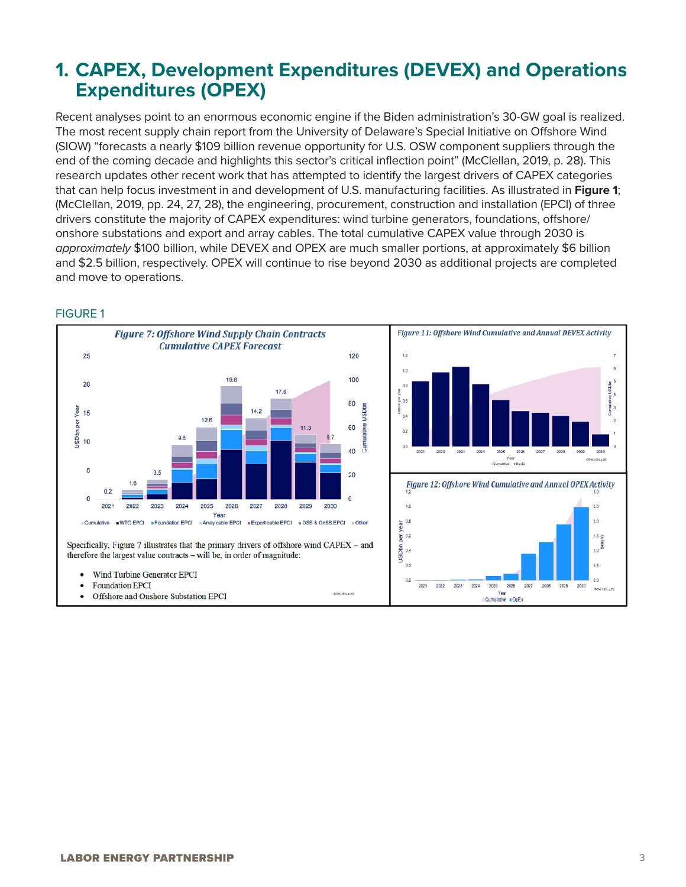# 1. CAPEX, Development Expenditures (DEVEX) and Operations Expenditures (OPEX)

Recent analyses point to an enormous economic engine if the Biden administration's 30-GW goal is realized. The most recent supply chain report from the University of Delaware's Special Initiative on Offshore Wind (SIOW) "forecasts a nearly $109 billion revenue opportunity for U.S. OSW component suppliers through the end of the coming decade and highlights this sector's critical inflection point" (McClellan, 2019, p. 28). This research updates other recent work that has attempted to identify the largest drivers of CAPEX categories that can help focus investment in and development of U.S. manufacturing facilities. As illustrated in **Figure 1**; (McClellan, 2019, pp. 24, 27, 28), the engineering, procurement, construction and installation (EPCI) of three drivers constitute the majority of CAPEX expenditures: wind turbine generators, foundations, offshore/ onshore substations and export and array cables. The total cumulative CAPEX value through 2030 is *approximately* $100 billion, while DEVEX and OPEX are much smaller portions, at approximately $6 billion and $2.5 billion, respectively. OPEX will continue to rise beyond 2030 as additional projects are completed and move to operations.

FIGURE 1

*Figure 7: Offshore Wind Supply Chain Contracts Cumulative CAPEX Forecast*

*Figure 11: Offshore Wind Cumulative and Annual DEVEX Activity*

*Figure 12: Offshore Wind Cumulative and Annual OPEX Activity*

Specifically, Figure 7 illustrates that the primary drivers of offshore wind CAPEX – and therefore the largest value contracts – will be, in order of magnitude:

- Wind Turbine Generator EPCI
- Foundation EPCI
- Offshore and Onshore Substation EPCI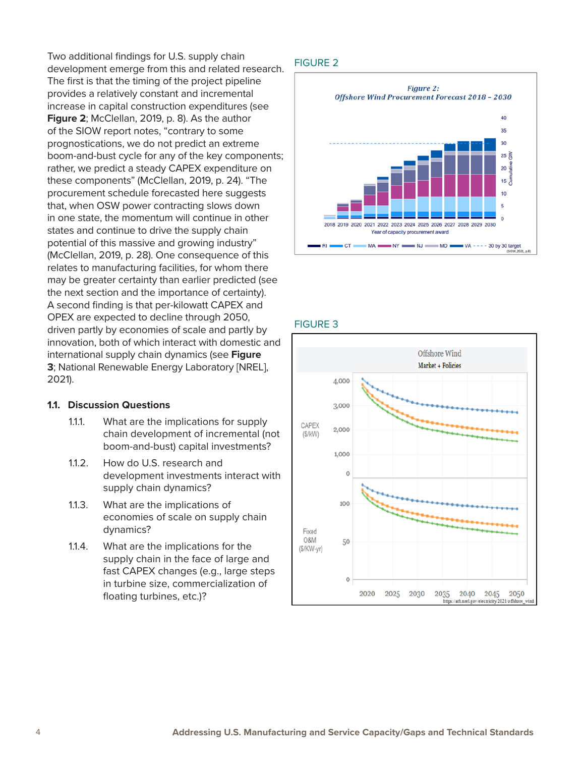Two additional findings for U.S. supply chain development emerge from this and related research. The first is that the timing of the project pipeline provides a relatively constant and incremental increase in capital construction expenditures (see **Figure 2**; McClellan, 2019, p. 8). As the author of the SIOW report notes, "contrary to some prognostications, we do not predict an extreme boom-and-bust cycle for any of the key components; rather, we predict a steady CAPEX expenditure on these components" (McClellan, 2019, p. 24). "The procurement schedule forecasted here suggests that, when OSW power contracting slows down in one state, the momentum will continue in other states and continue to drive the supply chain potential of this massive and growing industry" (McClellan, 2019, p. 28). One consequence of this relates to manufacturing facilities, for whom there may be greater certainty than earlier predicted (see the next section and the importance of certainty). A second finding is that per-kilowatt CAPEX and OPEX are expected to decline through 2050, driven partly by economies of scale and partly by innovation, both of which interact with domestic and international supply chain dynamics (see **Figure 3**; National Renewable Energy Laboratory [NREL], 2021).

### 1.1. Discussion Questions

1.1.1. What are the implications for supply chain development of incremental (not boom-and-bust) capital investments?

1.1.2. How do U.S. research and development investments interact with supply chain dynamics?

1.1.3. What are the implications of economies of scale on supply chain dynamics?

1.1.4. What are the implications for the supply chain in the face of large and fast CAPEX changes (e.g., large steps in turbine size, commercialization of floating turbines, etc.)?

FIGURE 2

FIGURE 3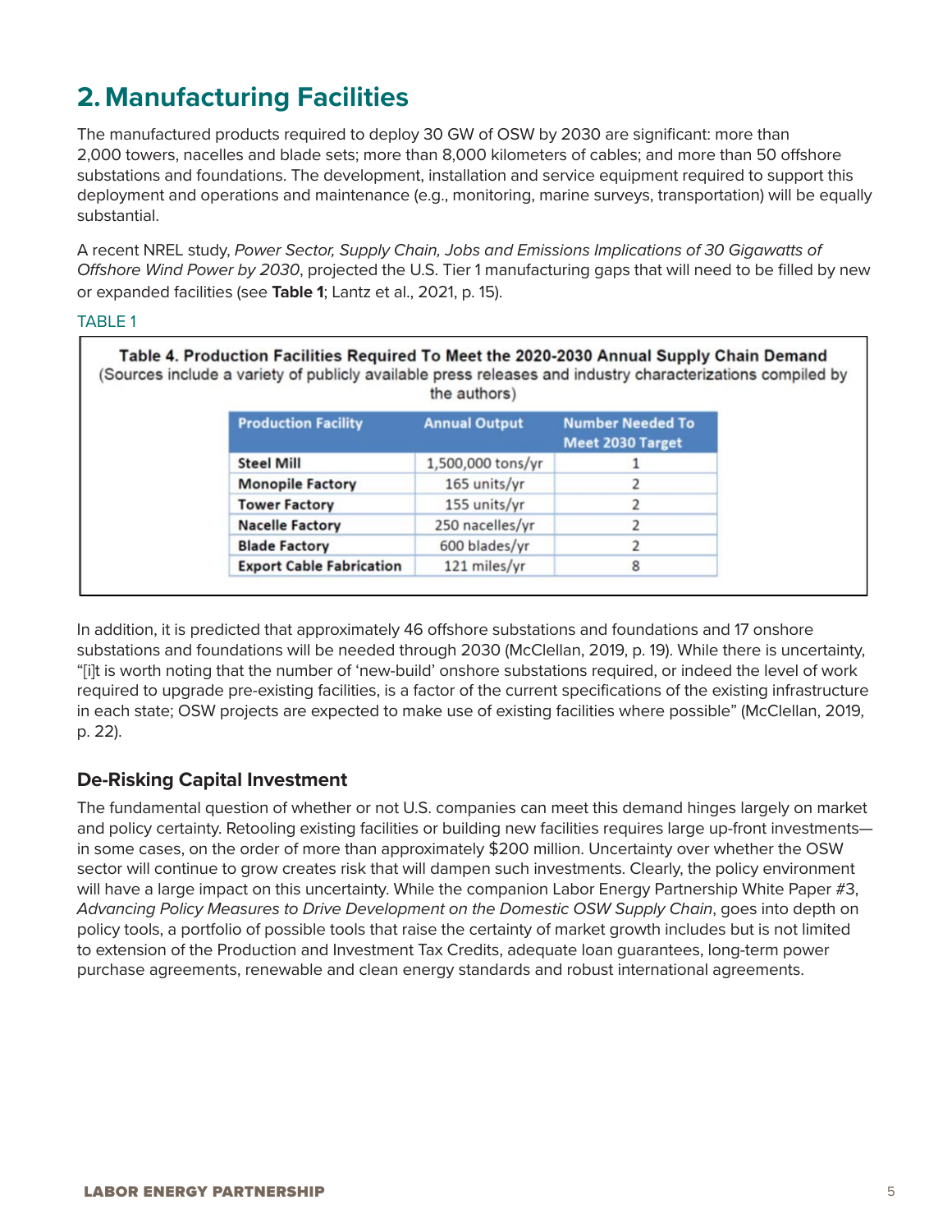## 2. Manufacturing Facilities

The manufactured products required to deploy 30 GW of OSW by 2030 are significant: more than 2,000 towers, nacelles and blade sets; more than 8,000 kilometers of cables; and more than 50 offshore substations and foundations. The development, installation and service equipment required to support this deployment and operations and maintenance (e.g., monitoring, marine surveys, transportation) will be equally substantial.

A recent NREL study, *Power Sector, Supply Chain, Jobs and Emissions Implications of 30 Gigawatts of Offshore Wind Power by 2030*, projected the U.S. Tier 1 manufacturing gaps that will need to be filled by new or expanded facilities (see **Table 1**; Lantz et al., 2021, p. 15).

TABLE 1

**Table 4. Production Facilities Required To Meet the 2020-2030 Annual Supply Chain Demand**
(Sources include a variety of publicly available press releases and industry characterizations compiled by the authors)

| Production Facility | Annual Output | Number Needed To Meet 2030 Target |
|---|---|---|
| **Steel Mill** | 1,500,000 tons/yr | 1 |
| **Monopile Factory** | 165 units/yr | 2 |
| **Tower Factory** | 155 units/yr | 2 |
| **Nacelle Factory** | 250 nacelles/yr | 2 |
| **Blade Factory** | 600 blades/yr | 2 |
| **Export Cable Fabrication** | 121 miles/yr | 8 |

In addition, it is predicted that approximately 46 offshore substations and foundations and 17 onshore substations and foundations will be needed through 2030 (McClellan, 2019, p. 19). While there is uncertainty, "[i]t is worth noting that the number of 'new-build' onshore substations required, or indeed the level of work required to upgrade pre-existing facilities, is a factor of the current specifications of the existing infrastructure in each state; OSW projects are expected to make use of existing facilities where possible" (McClellan, 2019, p. 22).

### De-Risking Capital Investment

The fundamental question of whether or not U.S. companies can meet this demand hinges largely on market and policy certainty. Retooling existing facilities or building new facilities requires large up-front investments—in some cases, on the order of more than approximately $200 million. Uncertainty over whether the OSW sector will continue to grow creates risk that will dampen such investments. Clearly, the policy environment will have a large impact on this uncertainty. While the companion Labor Energy Partnership White Paper #3, *Advancing Policy Measures to Drive Development on the Domestic OSW Supply Chain*, goes into depth on policy tools, a portfolio of possible tools that raise the certainty of market growth includes but is not limited to extension of the Production and Investment Tax Credits, adequate loan guarantees, long-term power purchase agreements, renewable and clean energy standards and robust international agreements.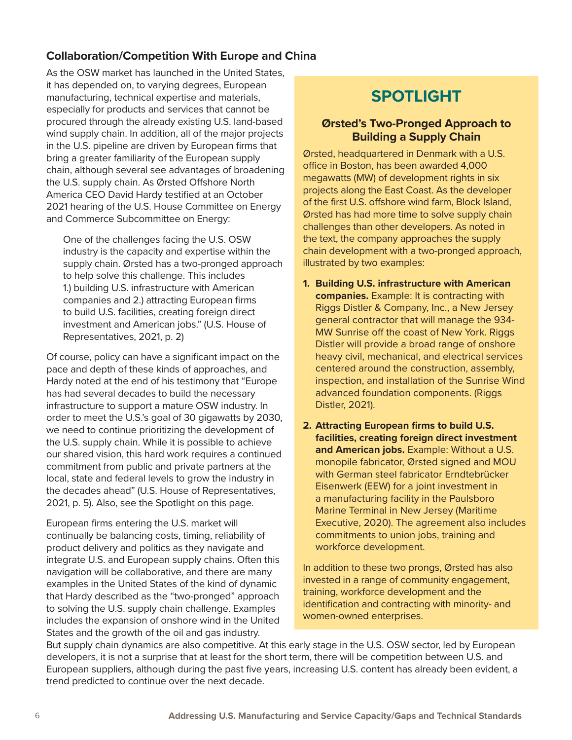### Collaboration/Competition With Europe and China

As the OSW market has launched in the United States, it has depended on, to varying degrees, European manufacturing, technical expertise and materials, especially for products and services that cannot be procured through the already existing U.S. land-based wind supply chain. In addition, all of the major projects in the U.S. pipeline are driven by European firms that bring a greater familiarity of the European supply chain, although several see advantages of broadening the U.S. supply chain. As Ørsted Offshore North America CEO David Hardy testified at an October 2021 hearing of the U.S. House Committee on Energy and Commerce Subcommittee on Energy:

> One of the challenges facing the U.S. OSW industry is the capacity and expertise within the supply chain. Ørsted has a two-pronged approach to help solve this challenge. This includes 1.) building U.S. infrastructure with American companies and 2.) attracting European firms to build U.S. facilities, creating foreign direct investment and American jobs." (U.S. House of Representatives, 2021, p. 2)

Of course, policy can have a significant impact on the pace and depth of these kinds of approaches, and Hardy noted at the end of his testimony that "Europe has had several decades to build the necessary infrastructure to support a mature OSW industry. In order to meet the U.S.'s goal of 30 gigawatts by 2030, we need to continue prioritizing the development of the U.S. supply chain. While it is possible to achieve our shared vision, this hard work requires a continued commitment from public and private partners at the local, state and federal levels to grow the industry in the decades ahead" (U.S. House of Representatives, 2021, p. 5). Also, see the Spotlight on this page.

European firms entering the U.S. market will continually be balancing costs, timing, reliability of product delivery and politics as they navigate and integrate U.S. and European supply chains. Often this navigation will be collaborative, and there are many examples in the United States of the kind of dynamic that Hardy described as the "two-pronged" approach to solving the U.S. supply chain challenge. Examples includes the expansion of onshore wind in the United States and the growth of the oil and gas industry. But supply chain dynamics are also competitive. At this early stage in the U.S. OSW sector, led by European developers, it is not a surprise that at least for the short term, there will be competition between U.S. and European suppliers, although during the past five years, increasing U.S. content has already been evident, a trend predicted to continue over the next decade.

## SPOTLIGHT

### Ørsted's Two-Pronged Approach to Building a Supply Chain

Ørsted, headquartered in Denmark with a U.S. office in Boston, has been awarded 4,000 megawatts (MW) of development rights in six projects along the East Coast. As the developer of the first U.S. offshore wind farm, Block Island, Ørsted has had more time to solve supply chain challenges than other developers. As noted in the text, the company approaches the supply chain development with a two-pronged approach, illustrated by two examples:

1. **Building U.S. infrastructure with American companies.** Example: It is contracting with Riggs Distler & Company, Inc., a New Jersey general contractor that will manage the 934-MW Sunrise off the coast of New York. Riggs Distler will provide a broad range of onshore heavy civil, mechanical, and electrical services centered around the construction, assembly, inspection, and installation of the Sunrise Wind advanced foundation components. (Riggs Distler, 2021).
2. **Attracting European firms to build U.S. facilities, creating foreign direct investment and American jobs.** Example: Without a U.S. monopile fabricator, Ørsted signed and MOU with German steel fabricator Erndtebrücker Eisenwerk (EEW) for a joint investment in a manufacturing facility in the Paulsboro Marine Terminal in New Jersey (Maritime Executive, 2020). The agreement also includes commitments to union jobs, training and workforce development.

In addition to these two prongs, Ørsted has also invested in a range of community engagement, training, workforce development and the identification and contracting with minority- and women-owned enterprises.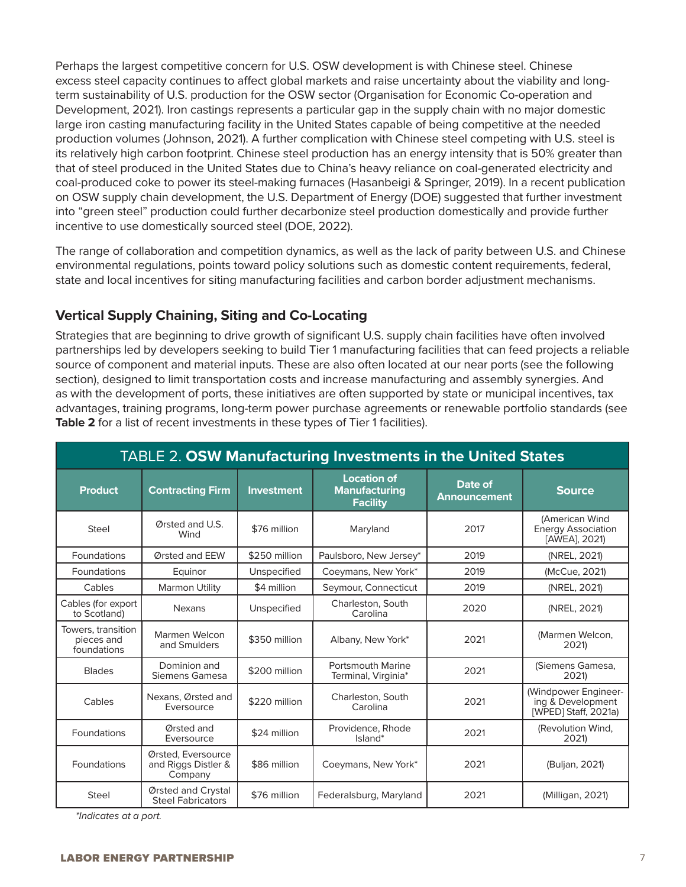Perhaps the largest competitive concern for U.S. OSW development is with Chinese steel. Chinese excess steel capacity continues to affect global markets and raise uncertainty about the viability and long-term sustainability of U.S. production for the OSW sector (Organisation for Economic Co-operation and Development, 2021). Iron castings represents a particular gap in the supply chain with no major domestic large iron casting manufacturing facility in the United States capable of being competitive at the needed production volumes (Johnson, 2021). A further complication with Chinese steel competing with U.S. steel is its relatively high carbon footprint. Chinese steel production has an energy intensity that is 50% greater than that of steel produced in the United States due to China's heavy reliance on coal-generated electricity and coal-produced coke to power its steel-making furnaces (Hasanbeigi & Springer, 2019). In a recent publication on OSW supply chain development, the U.S. Department of Energy (DOE) suggested that further investment into "green steel" production could further decarbonize steel production domestically and provide further incentive to use domestically sourced steel (DOE, 2022).

The range of collaboration and competition dynamics, as well as the lack of parity between U.S. and Chinese environmental regulations, points toward policy solutions such as domestic content requirements, federal, state and local incentives for siting manufacturing facilities and carbon border adjustment mechanisms.

## Vertical Supply Chaining, Siting and Co-Locating

Strategies that are beginning to drive growth of significant U.S. supply chain facilities have often involved partnerships led by developers seeking to build Tier 1 manufacturing facilities that can feed projects a reliable source of component and material inputs. These are also often located at our near ports (see the following section), designed to limit transportation costs and increase manufacturing and assembly synergies. And as with the development of ports, these initiatives are often supported by state or municipal incentives, tax advantages, training programs, long-term power purchase agreements or renewable portfolio standards (see **Table 2** for a list of recent investments in these types of Tier 1 facilities).

TABLE 2. **OSW Manufacturing Investments in the United States**

| Product | Contracting Firm | Investment | Location of Manufacturing Facility | Date of Announcement | Source |
|---|---|---|---|---|---|
| Steel | Ørsted and U.S. Wind | $76 million | Maryland | 2017 | (American Wind Energy Association [AWEA], 2021) |
| Foundations | Ørsted and EEW | $250 million | Paulsboro, New Jersey* | 2019 | (NREL, 2021) |
| Foundations | Equinor | Unspecified | Coeymans, New York* | 2019 | (McCue, 2021) |
| Cables | Marmon Utility | $4 million | Seymour, Connecticut | 2019 | (NREL, 2021) |
| Cables (for export to Scotland) | Nexans | Unspecified | Charleston, South Carolina | 2020 | (NREL, 2021) |
| Towers, transition pieces and foundations | Marmen Welcon and Smulders | $350 million | Albany, New York* | 2021 | (Marmen Welcon, 2021) |
| Blades | Dominion and Siemens Gamesa | $200 million | Portsmouth Marine Terminal, Virginia* | 2021 | (Siemens Gamesa, 2021) |
| Cables | Nexans, Ørsted and Eversource | $220 million | Charleston, South Carolina | 2021 | (Windpower Engineering & Development [WPED] Staff, 2021a) |
| Foundations | Ørsted and Eversource | $24 million | Providence, Rhode Island* | 2021 | (Revolution Wind, 2021) |
| Foundations | Ørsted, Eversource and Riggs Distler & Company | $86 million | Coeymans, New York* | 2021 | (Buljan, 2021) |
| Steel | Ørsted and Crystal Steel Fabricators | $76 million | Federalsburg, Maryland | 2021 | (Milligan, 2021) |

*\*Indicates at a port.*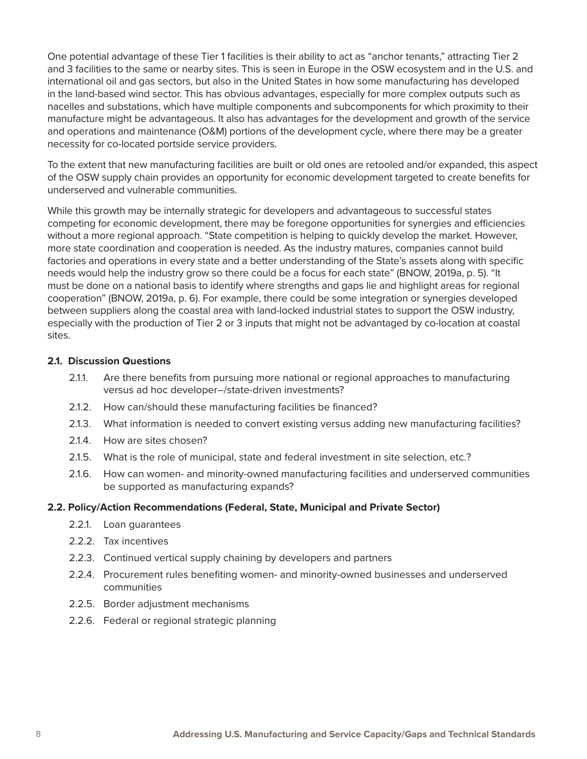One potential advantage of these Tier 1 facilities is their ability to act as “anchor tenants,” attracting Tier 2 and 3 facilities to the same or nearby sites. This is seen in Europe in the OSW ecosystem and in the U.S. and international oil and gas sectors, but also in the United States in how some manufacturing has developed in the land-based wind sector. This has obvious advantages, especially for more complex outputs such as nacelles and substations, which have multiple components and subcomponents for which proximity to their manufacture might be advantageous. It also has advantages for the development and growth of the service and operations and maintenance (O&M) portions of the development cycle, where there may be a greater necessity for co-located portside service providers.

To the extent that new manufacturing facilities are built or old ones are retooled and/or expanded, this aspect of the OSW supply chain provides an opportunity for economic development targeted to create benefits for underserved and vulnerable communities.

While this growth may be internally strategic for developers and advantageous to successful states competing for economic development, there may be foregone opportunities for synergies and efficiencies without a more regional approach. “State competition is helping to quickly develop the market. However, more state coordination and cooperation is needed. As the industry matures, companies cannot build factories and operations in every state and a better understanding of the State’s assets along with specific needs would help the industry grow so there could be a focus for each state” (BNOW, 2019a, p. 5). “It must be done on a national basis to identify where strengths and gaps lie and highlight areas for regional cooperation” (BNOW, 2019a, p. 6). For example, there could be some integration or synergies developed between suppliers along the coastal area with land-locked industrial states to support the OSW industry, especially with the production of Tier 2 or 3 inputs that might not be advantaged by co-location at coastal sites.

#### 2.1. Discussion Questions

- 2.1.1. Are there benefits from pursuing more national or regional approaches to manufacturing versus ad hoc developer–/state-driven investments?
- 2.1.2. How can/should these manufacturing facilities be financed?
- 2.1.3. What information is needed to convert existing versus adding new manufacturing facilities?
- 2.1.4. How are sites chosen?
- 2.1.5. What is the role of municipal, state and federal investment in site selection, etc.?
- 2.1.6. How can women- and minority-owned manufacturing facilities and underserved communities be supported as manufacturing expands?

#### 2.2. Policy/Action Recommendations (Federal, State, Municipal and Private Sector)

- 2.2.1. Loan guarantees
- 2.2.2. Tax incentives
- 2.2.3. Continued vertical supply chaining by developers and partners
- 2.2.4. Procurement rules benefiting women- and minority-owned businesses and underserved communities
- 2.2.5. Border adjustment mechanisms
- 2.2.6. Federal or regional strategic planning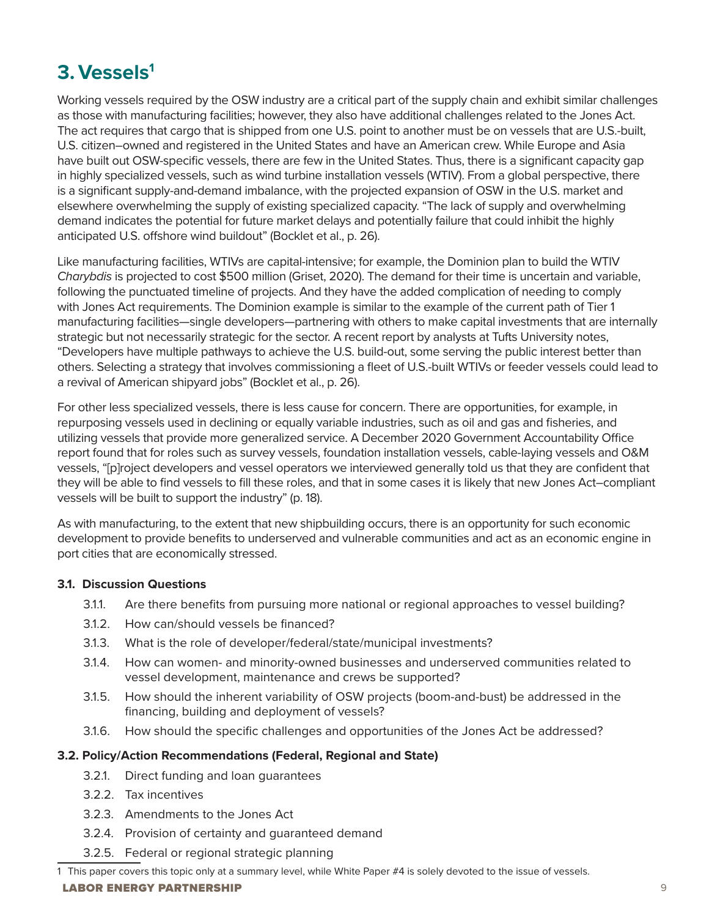# 3. Vessels[1]

Working vessels required by the OSW industry are a critical part of the supply chain and exhibit similar challenges as those with manufacturing facilities; however, they also have additional challenges related to the Jones Act. The act requires that cargo that is shipped from one U.S. point to another must be on vessels that are U.S.-built, U.S. citizen–owned and registered in the United States and have an American crew. While Europe and Asia have built out OSW-specific vessels, there are few in the United States. Thus, there is a significant capacity gap in highly specialized vessels, such as wind turbine installation vessels (WTIV). From a global perspective, there is a significant supply-and-demand imbalance, with the projected expansion of OSW in the U.S. market and elsewhere overwhelming the supply of existing specialized capacity. "The lack of supply and overwhelming demand indicates the potential for future market delays and potentially failure that could inhibit the highly anticipated U.S. offshore wind buildout" (Bocklet et al., p. 26).

Like manufacturing facilities, WTIVs are capital-intensive; for example, the Dominion plan to build the WTIV *Charybdis* is projected to cost $500 million (Griset, 2020). The demand for their time is uncertain and variable, following the punctuated timeline of projects. And they have the added complication of needing to comply with Jones Act requirements. The Dominion example is similar to the example of the current path of Tier 1 manufacturing facilities—single developers—partnering with others to make capital investments that are internally strategic but not necessarily strategic for the sector. A recent report by analysts at Tufts University notes, "Developers have multiple pathways to achieve the U.S. build-out, some serving the public interest better than others. Selecting a strategy that involves commissioning a fleet of U.S.-built WTIVs or feeder vessels could lead to a revival of American shipyard jobs" (Bocklet et al., p. 26).

For other less specialized vessels, there is less cause for concern. There are opportunities, for example, in repurposing vessels used in declining or equally variable industries, such as oil and gas and fisheries, and utilizing vessels that provide more generalized service. A December 2020 Government Accountability Office report found that for roles such as survey vessels, foundation installation vessels, cable-laying vessels and O&M vessels, "[p]roject developers and vessel operators we interviewed generally told us that they are confident that they will be able to find vessels to fill these roles, and that in some cases it is likely that new Jones Act–compliant vessels will be built to support the industry" (p. 18).

As with manufacturing, to the extent that new shipbuilding occurs, there is an opportunity for such economic development to provide benefits to underserved and vulnerable communities and act as an economic engine in port cities that are economically stressed.

### 3.1. Discussion Questions

- 3.1.1. Are there benefits from pursuing more national or regional approaches to vessel building?
- 3.1.2. How can/should vessels be financed?
- 3.1.3. What is the role of developer/federal/state/municipal investments?
- 3.1.4. How can women- and minority-owned businesses and underserved communities related to vessel development, maintenance and crews be supported?
- 3.1.5. How should the inherent variability of OSW projects (boom-and-bust) be addressed in the financing, building and deployment of vessels?
- 3.1.6. How should the specific challenges and opportunities of the Jones Act be addressed?

### 3.2. Policy/Action Recommendations (Federal, Regional and State)

- 3.2.1. Direct funding and loan guarantees
- 3.2.2. Tax incentives
- 3.2.3. Amendments to the Jones Act
- 3.2.4. Provision of certainty and guaranteed demand
- 3.2.5. Federal or regional strategic planning

[1] This paper covers this topic only at a summary level, while White Paper #4 is solely devoted to the issue of vessels.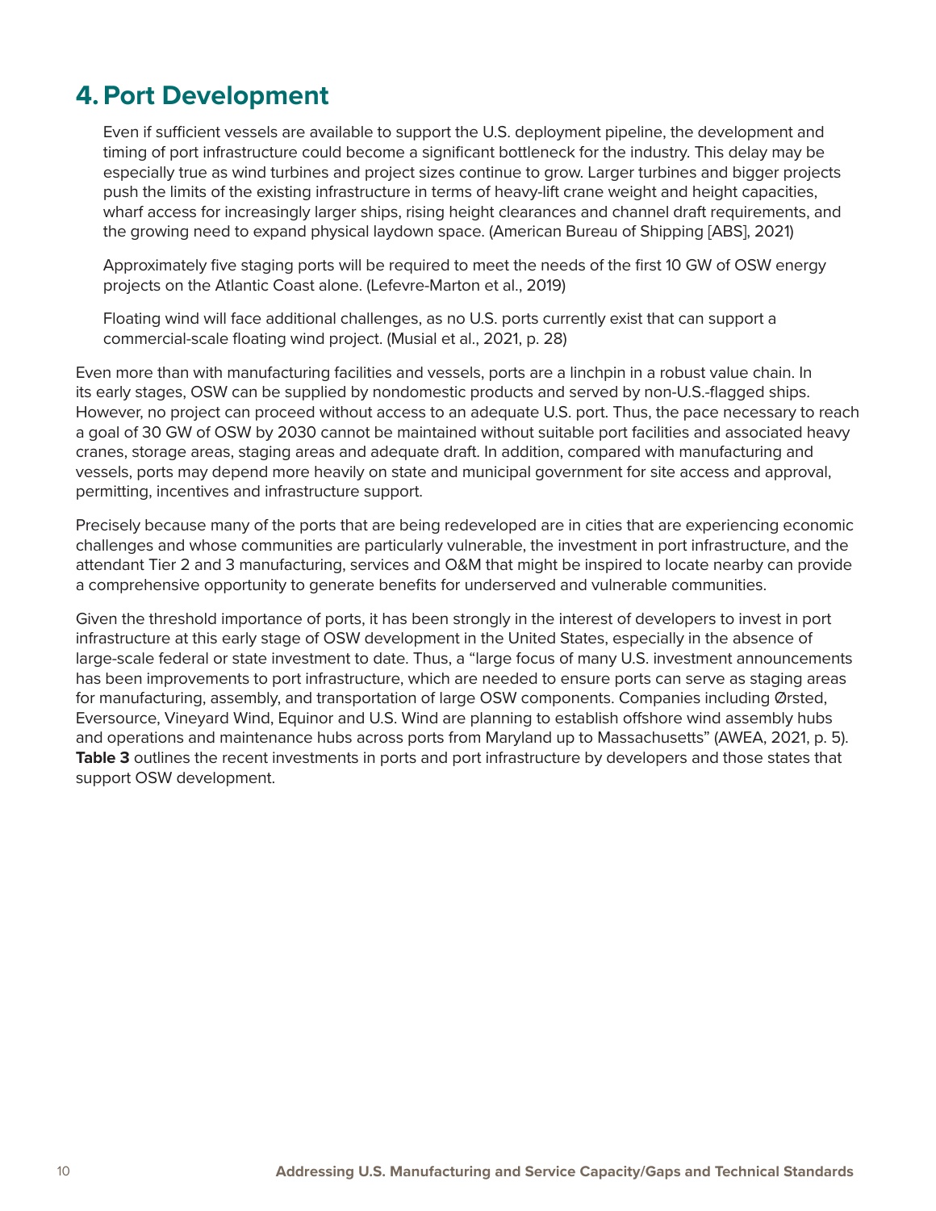# 4. Port Development

> Even if sufficient vessels are available to support the U.S. deployment pipeline, the development and timing of port infrastructure could become a significant bottleneck for the industry. This delay may be especially true as wind turbines and project sizes continue to grow. Larger turbines and bigger projects push the limits of the existing infrastructure in terms of heavy-lift crane weight and height capacities, wharf access for increasingly larger ships, rising height clearances and channel draft requirements, and the growing need to expand physical laydown space. (American Bureau of Shipping [ABS], 2021)
>
> Approximately five staging ports will be required to meet the needs of the first 10 GW of OSW energy projects on the Atlantic Coast alone. (Lefevre-Marton et al., 2019)
>
> Floating wind will face additional challenges, as no U.S. ports currently exist that can support a commercial-scale floating wind project. (Musial et al., 2021, p. 28)

Even more than with manufacturing facilities and vessels, ports are a linchpin in a robust value chain. In its early stages, OSW can be supplied by nondomestic products and served by non-U.S.-flagged ships. However, no project can proceed without access to an adequate U.S. port. Thus, the pace necessary to reach a goal of 30 GW of OSW by 2030 cannot be maintained without suitable port facilities and associated heavy cranes, storage areas, staging areas and adequate draft. In addition, compared with manufacturing and vessels, ports may depend more heavily on state and municipal government for site access and approval, permitting, incentives and infrastructure support.

Precisely because many of the ports that are being redeveloped are in cities that are experiencing economic challenges and whose communities are particularly vulnerable, the investment in port infrastructure, and the attendant Tier 2 and 3 manufacturing, services and O&M that might be inspired to locate nearby can provide a comprehensive opportunity to generate benefits for underserved and vulnerable communities.

Given the threshold importance of ports, it has been strongly in the interest of developers to invest in port infrastructure at this early stage of OSW development in the United States, especially in the absence of large-scale federal or state investment to date. Thus, a "large focus of many U.S. investment announcements has been improvements to port infrastructure, which are needed to ensure ports can serve as staging areas for manufacturing, assembly, and transportation of large OSW components. Companies including Ørsted, Eversource, Vineyard Wind, Equinor and U.S. Wind are planning to establish offshore wind assembly hubs and operations and maintenance hubs across ports from Maryland up to Massachusetts" (AWEA, 2021, p. 5). **Table 3** outlines the recent investments in ports and port infrastructure by developers and those states that support OSW development.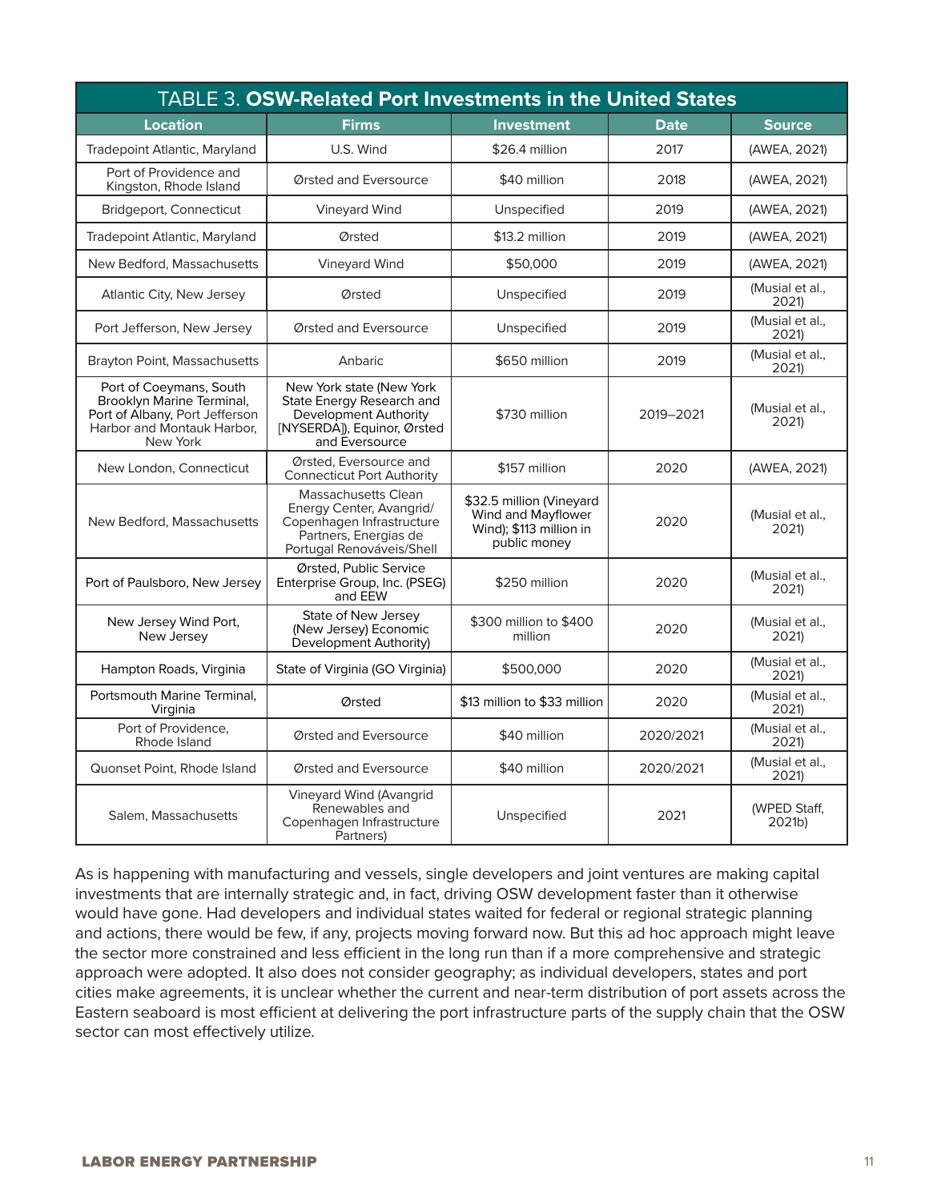TABLE 3. **OSW-Related Port Investments in the United States**

| Location | Firms | Investment | Date | Source |
|---|---|---|---|---|
| Tradepoint Atlantic, Maryland | U.S. Wind | $26.4 million | 2017 | (AWEA, 2021) |
| Port of Providence and Kingston, Rhode Island | Ørsted and Eversource | $40 million | 2018 | (AWEA, 2021) |
| Bridgeport, Connecticut | Vineyard Wind | Unspecified | 2019 | (AWEA, 2021) |
| Tradepoint Atlantic, Maryland | Ørsted | $13.2 million | 2019 | (AWEA, 2021) |
| New Bedford, Massachusetts | Vineyard Wind | $50,000 | 2019 | (AWEA, 2021) |
| Atlantic City, New Jersey | Ørsted | Unspecified | 2019 | (Musial et al., 2021) |
| Port Jefferson, New Jersey | Ørsted and Eversource | Unspecified | 2019 | (Musial et al., 2021) |
| Brayton Point, Massachusetts | Anbaric | $650 million | 2019 | (Musial et al., 2021) |
| Port of Coeymans, South Brooklyn Marine Terminal, Port of Albany, Port Jefferson Harbor and Montauk Harbor, New York | New York state (New York State Energy Research and Development Authority [NYSERDA]), Equinor, Ørsted and Eversource | $730 million | 2019–2021 | (Musial et al., 2021) |
| New London, Connecticut | Ørsted, Eversource and Connecticut Port Authority | $157 million | 2020 | (AWEA, 2021) |
| New Bedford, Massachusetts | Massachusetts Clean Energy Center, Avangrid/ Copenhagen Infrastructure Partners, Energias de Portugal Renováveis/Shell | $32.5 million (Vineyard Wind and Mayflower Wind); $113 million in public money | 2020 | (Musial et al., 2021) |
| Port of Paulsboro, New Jersey | Ørsted, Public Service Enterprise Group, Inc. (PSEG) and EEW | $250 million | 2020 | (Musial et al., 2021) |
| New Jersey Wind Port, New Jersey | State of New Jersey (New Jersey) Economic Development Authority) | $300 million to $400 million | 2020 | (Musial et al., 2021) |
| Hampton Roads, Virginia | State of Virginia (GO Virginia) | $500,000 | 2020 | (Musial et al., 2021) |
| Portsmouth Marine Terminal, Virginia | Ørsted | $13 million to $33 million | 2020 | (Musial et al., 2021) |
| Port of Providence, Rhode Island | Ørsted and Eversource | $40 million | 2020/2021 | (Musial et al., 2021) |
| Quonset Point, Rhode Island | Ørsted and Eversource | $40 million | 2020/2021 | (Musial et al., 2021) |
| Salem, Massachusetts | Vineyard Wind (Avangrid Renewables and Copenhagen Infrastructure Partners) | Unspecified | 2021 | (WPED Staff, 2021b) |

As is happening with manufacturing and vessels, single developers and joint ventures are making capital investments that are internally strategic and, in fact, driving OSW development faster than it otherwise would have gone. Had developers and individual states waited for federal or regional strategic planning and actions, there would be few, if any, projects moving forward now. But this ad hoc approach might leave the sector more constrained and less efficient in the long run than if a more comprehensive and strategic approach were adopted. It also does not consider geography; as individual developers, states and port cities make agreements, it is unclear whether the current and near-term distribution of port assets across the Eastern seaboard is most efficient at delivering the port infrastructure parts of the supply chain that the OSW sector can most effectively utilize.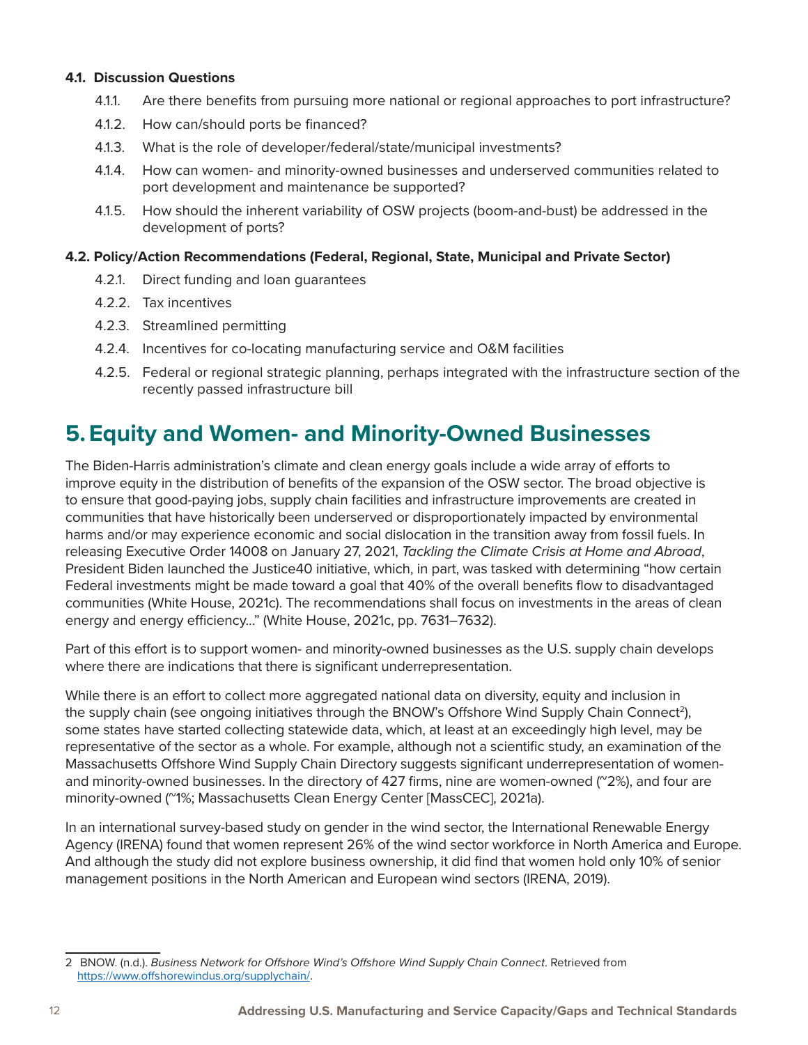### 4.1. Discussion Questions

4.1.1. Are there benefits from pursuing more national or regional approaches to port infrastructure?

4.1.2. How can/should ports be financed?

4.1.3. What is the role of developer/federal/state/municipal investments?

4.1.4. How can women- and minority-owned businesses and underserved communities related to port development and maintenance be supported?

4.1.5. How should the inherent variability of OSW projects (boom-and-bust) be addressed in the development of ports?

### 4.2. Policy/Action Recommendations (Federal, Regional, State, Municipal and Private Sector)

4.2.1. Direct funding and loan guarantees

4.2.2. Tax incentives

4.2.3. Streamlined permitting

4.2.4. Incentives for co-locating manufacturing service and O&M facilities

4.2.5. Federal or regional strategic planning, perhaps integrated with the infrastructure section of the recently passed infrastructure bill

## 5. Equity and Women- and Minority-Owned Businesses

The Biden-Harris administration's climate and clean energy goals include a wide array of efforts to improve equity in the distribution of benefits of the expansion of the OSW sector. The broad objective is to ensure that good-paying jobs, supply chain facilities and infrastructure improvements are created in communities that have historically been underserved or disproportionately impacted by environmental harms and/or may experience economic and social dislocation in the transition away from fossil fuels. In releasing Executive Order 14008 on January 27, 2021, *Tackling the Climate Crisis at Home and Abroad*, President Biden launched the Justice40 initiative, which, in part, was tasked with determining "how certain Federal investments might be made toward a goal that 40% of the overall benefits flow to disadvantaged communities (White House, 2021c). The recommendations shall focus on investments in the areas of clean energy and energy efficiency…" (White House, 2021c, pp. 7631–7632).

Part of this effort is to support women- and minority-owned businesses as the U.S. supply chain develops where there are indications that there is significant underrepresentation.

While there is an effort to collect more aggregated national data on diversity, equity and inclusion in the supply chain (see ongoing initiatives through the BNOW's Offshore Wind Supply Chain Connect[2]), some states have started collecting statewide data, which, at least at an exceedingly high level, may be representative of the sector as a whole. For example, although not a scientific study, an examination of the Massachusetts Offshore Wind Supply Chain Directory suggests significant underrepresentation of women- and minority-owned businesses. In the directory of 427 firms, nine are women-owned (~2%), and four are minority-owned (~1%; Massachusetts Clean Energy Center [MassCEC], 2021a).

In an international survey-based study on gender in the wind sector, the International Renewable Energy Agency (IRENA) found that women represent 26% of the wind sector workforce in North America and Europe. And although the study did not explore business ownership, it did find that women hold only 10% of senior management positions in the North American and European wind sectors (IRENA, 2019).

---

2 BNOW. (n.d.). *Business Network for Offshore Wind's Offshore Wind Supply Chain Connect*. Retrieved from https://www.offshorewindus.org/supplychain/.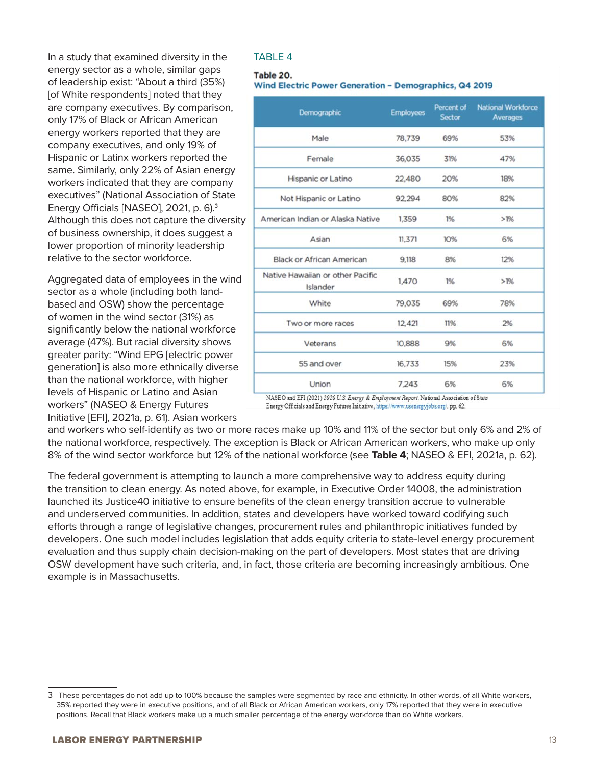In a study that examined diversity in the energy sector as a whole, similar gaps of leadership exist: "About a third (35%) [of White respondents] noted that they are company executives. By comparison, only 17% of Black or African American energy workers reported that they are company executives, and only 19% of Hispanic or Latinx workers reported the same. Similarly, only 22% of Asian energy workers indicated that they are company executives" (National Association of State Energy Officials [NASEO], 2021, p. 6).[3] Although this does not capture the diversity of business ownership, it does suggest a lower proportion of minority leadership relative to the sector workforce.

Aggregated data of employees in the wind sector as a whole (including both land-based and OSW) show the percentage of women in the wind sector (31%) as significantly below the national workforce average (47%). But racial diversity shows greater parity: "Wind EPG [electric power generation] is also more ethnically diverse than the national workforce, with higher levels of Hispanic or Latino and Asian workers" (NASEO & Energy Futures Initiative [EFI], 2021a, p. 61). Asian workers and workers who self-identify as two or more races make up 10% and 11% of the sector but only 6% and 2% of the national workforce, respectively. The exception is Black or African American workers, who make up only 8% of the wind sector workforce but 12% of the national workforce (see **Table 4**; NASEO & EFI, 2021a, p. 62).

TABLE 4

**Table 20.**
**Wind Electric Power Generation – Demographics, Q4 2019**

| Demographic | Employees | Percent of Sector | National Workforce Averages |
|---|---|---|---|
| Male | 78,739 | 69% | 53% |
| Female | 36,035 | 31% | 47% |
| Hispanic or Latino | 22,480 | 20% | 18% |
| Not Hispanic or Latino | 92,294 | 80% | 82% |
| American Indian or Alaska Native | 1,359 | 1% | >1% |
| Asian | 11,371 | 10% | 6% |
| Black or African American | 9,118 | 8% | 12% |
| Native Hawaiian or other Pacific Islander | 1,470 | 1% | >1% |
| White | 79,035 | 69% | 78% |
| Two or more races | 12,421 | 11% | 2% |
| Veterans | 10,888 | 9% | 6% |
| 55 and over | 16,733 | 15% | 23% |
| Union | 7,243 | 6% | 6% |

NASEO and EFI (2021) *2020 U.S. Energy & Employment Report*. National Association of State Energy Officials and Energy Futures Initiative, https://www.usenergyjobs.org/. pp. 62.

The federal government is attempting to launch a more comprehensive way to address equity during the transition to clean energy. As noted above, for example, in Executive Order 14008, the administration launched its Justice40 initiative to ensure benefits of the clean energy transition accrue to vulnerable and underserved communities. In addition, states and developers have worked toward codifying such efforts through a range of legislative changes, procurement rules and philanthropic initiatives funded by developers. One such model includes legislation that adds equity criteria to state-level energy procurement evaluation and thus supply chain decision-making on the part of developers. Most states that are driving OSW development have such criteria, and, in fact, those criteria are becoming increasingly ambitious. One example is in Massachusetts.

---

3 These percentages do not add up to 100% because the samples were segmented by race and ethnicity. In other words, of all White workers, 35% reported they were in executive positions, and of all Black or African American workers, only 17% reported that they were in executive positions. Recall that Black workers make up a much smaller percentage of the energy workforce than do White workers.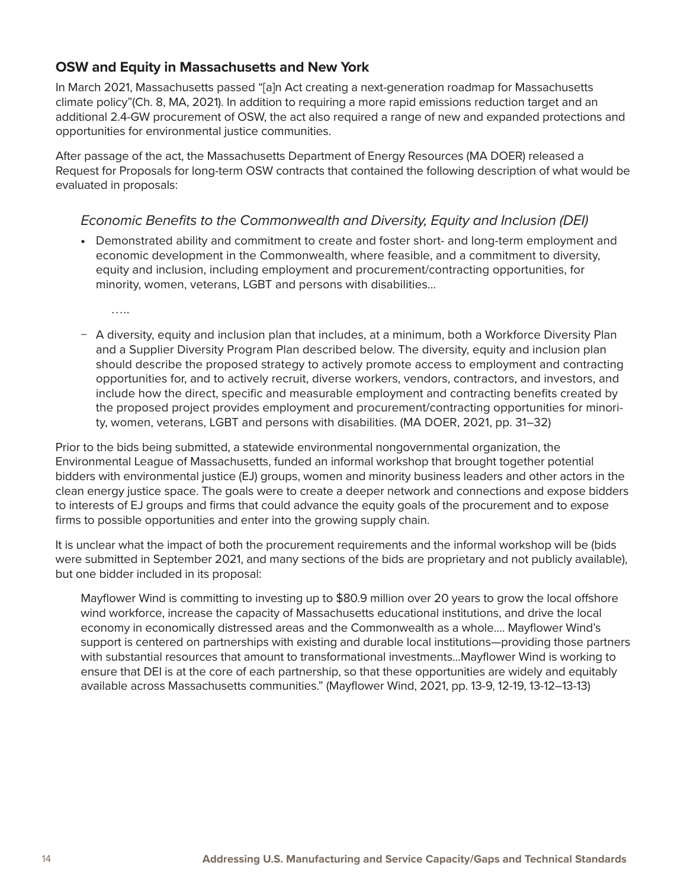### OSW and Equity in Massachusetts and New York

In March 2021, Massachusetts passed "[a]n Act creating a next-generation roadmap for Massachusetts climate policy"(Ch. 8, MA, 2021). In addition to requiring a more rapid emissions reduction target and an additional 2.4-GW procurement of OSW, the act also required a range of new and expanded protections and opportunities for environmental justice communities.

After passage of the act, the Massachusetts Department of Energy Resources (MA DOER) released a Request for Proposals for long-term OSW contracts that contained the following description of what would be evaluated in proposals:

> *Economic Benefits to the Commonwealth and Diversity, Equity and Inclusion (DEI)*
>
> - Demonstrated ability and commitment to create and foster short- and long-term employment and economic development in the Commonwealth, where feasible, and a commitment to diversity, equity and inclusion, including employment and procurement/contracting opportunities, for minority, women, veterans, LGBT and persons with disabilities...
>
> …..
>
> − A diversity, equity and inclusion plan that includes, at a minimum, both a Workforce Diversity Plan and a Supplier Diversity Program Plan described below. The diversity, equity and inclusion plan should describe the proposed strategy to actively promote access to employment and contracting opportunities for, and to actively recruit, diverse workers, vendors, contractors, and investors, and include how the direct, specific and measurable employment and contracting benefits created by the proposed project provides employment and procurement/contracting opportunities for minority, women, veterans, LGBT and persons with disabilities. (MA DOER, 2021, pp. 31–32)

Prior to the bids being submitted, a statewide environmental nongovernmental organization, the Environmental League of Massachusetts, funded an informal workshop that brought together potential bidders with environmental justice (EJ) groups, women and minority business leaders and other actors in the clean energy justice space. The goals were to create a deeper network and connections and expose bidders to interests of EJ groups and firms that could advance the equity goals of the procurement and to expose firms to possible opportunities and enter into the growing supply chain.

It is unclear what the impact of both the procurement requirements and the informal workshop will be (bids were submitted in September 2021, and many sections of the bids are proprietary and not publicly available), but one bidder included in its proposal:

> Mayflower Wind is committing to investing up to $80.9 million over 20 years to grow the local offshore wind workforce, increase the capacity of Massachusetts educational institutions, and drive the local economy in economically distressed areas and the Commonwealth as a whole.… Mayflower Wind's support is centered on partnerships with existing and durable local institutions—providing those partners with substantial resources that amount to transformational investments…Mayflower Wind is working to ensure that DEI is at the core of each partnership, so that these opportunities are widely and equitably available across Massachusetts communities." (Mayflower Wind, 2021, pp. 13-9, 12-19, 13-12–13-13)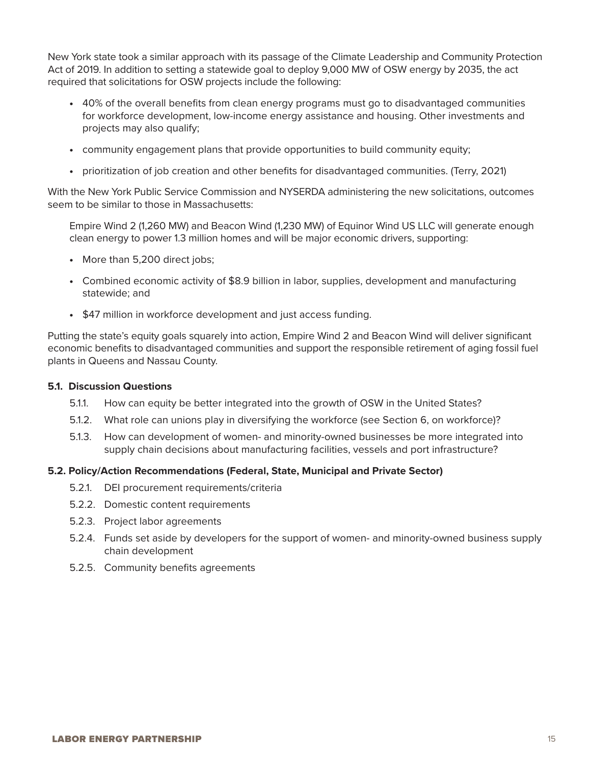New York state took a similar approach with its passage of the Climate Leadership and Community Protection Act of 2019. In addition to setting a statewide goal to deploy 9,000 MW of OSW energy by 2035, the act required that solicitations for OSW projects include the following:

- 40% of the overall benefits from clean energy programs must go to disadvantaged communities for workforce development, low-income energy assistance and housing. Other investments and projects may also qualify;
- community engagement plans that provide opportunities to build community equity;
- prioritization of job creation and other benefits for disadvantaged communities. (Terry, 2021)

With the New York Public Service Commission and NYSERDA administering the new solicitations, outcomes seem to be similar to those in Massachusetts:

> Empire Wind 2 (1,260 MW) and Beacon Wind (1,230 MW) of Equinor Wind US LLC will generate enough clean energy to power 1.3 million homes and will be major economic drivers, supporting:
>
> - More than 5,200 direct jobs;
> - Combined economic activity of $8.9 billion in labor, supplies, development and manufacturing statewide; and
> - $47 million in workforce development and just access funding.

Putting the state's equity goals squarely into action, Empire Wind 2 and Beacon Wind will deliver significant economic benefits to disadvantaged communities and support the responsible retirement of aging fossil fuel plants in Queens and Nassau County.

#### 5.1. Discussion Questions

5.1.1. How can equity be better integrated into the growth of OSW in the United States?

5.1.2. What role can unions play in diversifying the workforce (see Section 6, on workforce)?

5.1.3. How can development of women- and minority-owned businesses be more integrated into supply chain decisions about manufacturing facilities, vessels and port infrastructure?

#### 5.2. Policy/Action Recommendations (Federal, State, Municipal and Private Sector)

5.2.1. DEI procurement requirements/criteria

5.2.2. Domestic content requirements

5.2.3. Project labor agreements

5.2.4. Funds set aside by developers for the support of women- and minority-owned business supply chain development

5.2.5. Community benefits agreements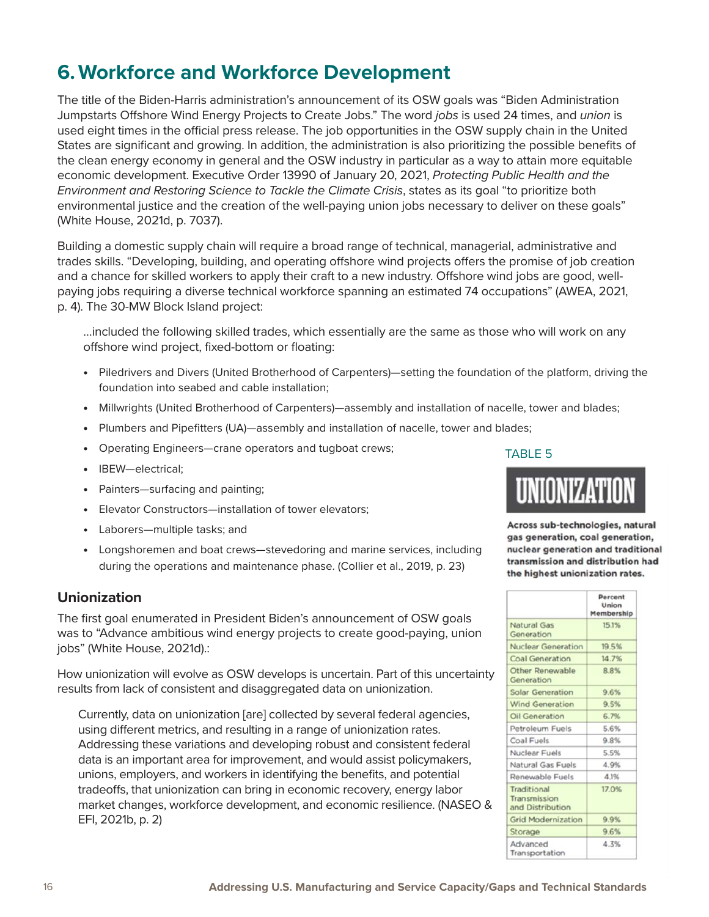# 6. Workforce and Workforce Development

The title of the Biden-Harris administration's announcement of its OSW goals was "Biden Administration Jumpstarts Offshore Wind Energy Projects to Create Jobs." The word *jobs* is used 24 times, and *union* is used eight times in the official press release. The job opportunities in the OSW supply chain in the United States are significant and growing. In addition, the administration is also prioritizing the possible benefits of the clean energy economy in general and the OSW industry in particular as a way to attain more equitable economic development. Executive Order 13990 of January 20, 2021, *Protecting Public Health and the Environment and Restoring Science to Tackle the Climate Crisis*, states as its goal "to prioritize both environmental justice and the creation of the well-paying union jobs necessary to deliver on these goals" (White House, 2021d, p. 7037).

Building a domestic supply chain will require a broad range of technical, managerial, administrative and trades skills. "Developing, building, and operating offshore wind projects offers the promise of job creation and a chance for skilled workers to apply their craft to a new industry. Offshore wind jobs are good, well-paying jobs requiring a diverse technical workforce spanning an estimated 74 occupations" (AWEA, 2021, p. 4). The 30-MW Block Island project:

> ...included the following skilled trades, which essentially are the same as those who will work on any offshore wind project, fixed-bottom or floating:
>
> - Piledrivers and Divers (United Brotherhood of Carpenters)—setting the foundation of the platform, driving the foundation into seabed and cable installation;
> - Millwrights (United Brotherhood of Carpenters)—assembly and installation of nacelle, tower and blades;
> - Plumbers and Pipefitters (UA)—assembly and installation of nacelle, tower and blades;
> - Operating Engineers—crane operators and tugboat crews;
> - IBEW—electrical;
> - Painters—surfacing and painting;
> - Elevator Constructors—installation of tower elevators;
> - Laborers—multiple tasks; and
> - Longshoremen and boat crews—stevedoring and marine services, including during the operations and maintenance phase. (Collier et al., 2019, p. 23)

## Unionization

The first goal enumerated in President Biden's announcement of OSW goals was to "Advance ambitious wind energy projects to create good-paying, union jobs" (White House, 2021d).:

How unionization will evolve as OSW develops is uncertain. Part of this uncertainty results from lack of consistent and disaggregated data on unionization.

> Currently, data on unionization [are] collected by several federal agencies, using different metrics, and resulting in a range of unionization rates. Addressing these variations and developing robust and consistent federal data is an important area for improvement, and would assist policymakers, unions, employers, and workers in identifying the benefits, and potential tradeoffs, that unionization can bring in economic recovery, energy labor market changes, workforce development, and economic resilience. (NASEO & EFI, 2021b, p. 2)

TABLE 5

**UNIONIZATION**

**Across sub-technologies, natural gas generation, coal generation, nuclear generation and traditional transmission and distribution had the highest unionization rates.**

| | Percent Union Membership |
|---|---|
| Natural Gas Generation | 15.1% |
| Nuclear Generation | 19.5% |
| Coal Generation | 14.7% |
| Other Renewable Generation | 8.8% |
| Solar Generation | 9.6% |
| Wind Generation | 9.5% |
| Oil Generation | 6.7% |
| Petroleum Fuels | 5.6% |
| Coal Fuels | 9.8% |
| Nuclear Fuels | 5.5% |
| Natural Gas Fuels | 4.9% |
| Renewable Fuels | 4.1% |
| Traditional Transmission and Distribution | 17.0% |
| Grid Modernization | 9.9% |
| Storage | 9.6% |
| Advanced Transportation | 4.3% |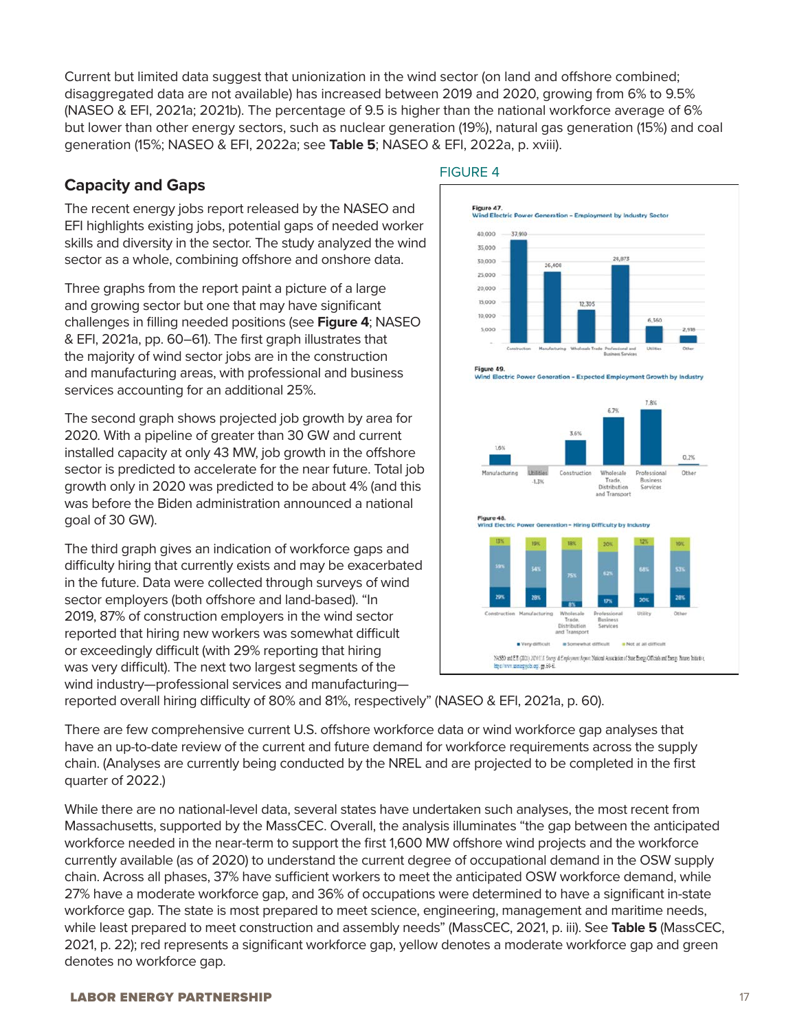Current but limited data suggest that unionization in the wind sector (on land and offshore combined; disaggregated data are not available) has increased between 2019 and 2020, growing from 6% to 9.5% (NASEO & EFI, 2021a; 2021b). The percentage of 9.5 is higher than the national workforce average of 6% but lower than other energy sectors, such as nuclear generation (19%), natural gas generation (15%) and coal generation (15%; NASEO & EFI, 2022a; see **Table 5**; NASEO & EFI, 2022a, p. xviii).

## Capacity and Gaps

The recent energy jobs report released by the NASEO and EFI highlights existing jobs, potential gaps of needed worker skills and diversity in the sector. The study analyzed the wind sector as a whole, combining offshore and onshore data.

Three graphs from the report paint a picture of a large and growing sector but one that may have significant challenges in filling needed positions (see **Figure 4**; NASEO & EFI, 2021a, pp. 60–61). The first graph illustrates that the majority of wind sector jobs are in the construction and manufacturing areas, with professional and business services accounting for an additional 25%.

The second graph shows projected job growth by area for 2020. With a pipeline of greater than 30 GW and current installed capacity at only 43 MW, job growth in the offshore sector is predicted to accelerate for the near future. Total job growth only in 2020 was predicted to be about 4% (and this was before the Biden administration announced a national goal of 30 GW).

The third graph gives an indication of workforce gaps and difficulty hiring that currently exists and may be exacerbated in the future. Data were collected through surveys of wind sector employers (both offshore and land-based). "In 2019, 87% of construction employers in the wind sector reported that hiring new workers was somewhat difficult or exceedingly difficult (with 29% reporting that hiring was very difficult). The next two largest segments of the wind industry—professional services and manufacturing—reported overall hiring difficulty of 80% and 81%, respectively" (NASEO & EFI, 2021a, p. 60).

FIGURE 4

Figure 47. Wind Electric Power Generation – Employment by Industry Sector

Figure 49. Wind Electric Power Generation – Expected Employment Growth by Industry

Figure 48. Wind Electric Power Generation – Hiring Difficulty by Industry

NASEO and EFI (2021) 2021 U.S. Energy & Employment Report. National Association of State Energy Officials and Energy Futures Initiative. https://www.usenergyjobs.org/, pp. 60–61.

There are few comprehensive current U.S. offshore workforce data or wind workforce gap analyses that have an up-to-date review of the current and future demand for workforce requirements across the supply chain. (Analyses are currently being conducted by the NREL and are projected to be completed in the first quarter of 2022.)

While there are no national-level data, several states have undertaken such analyses, the most recent from Massachusetts, supported by the MassCEC. Overall, the analysis illuminates "the gap between the anticipated workforce needed in the near-term to support the first 1,600 MW offshore wind projects and the workforce currently available (as of 2020) to understand the current degree of occupational demand in the OSW supply chain. Across all phases, 37% have sufficient workers to meet the anticipated OSW workforce demand, while 27% have a moderate workforce gap, and 36% of occupations were determined to have a significant in-state workforce gap. The state is most prepared to meet science, engineering, management and maritime needs, while least prepared to meet construction and assembly needs" (MassCEC, 2021, p. iii). See **Table 5** (MassCEC, 2021, p. 22); red represents a significant workforce gap, yellow denotes a moderate workforce gap and green denotes no workforce gap.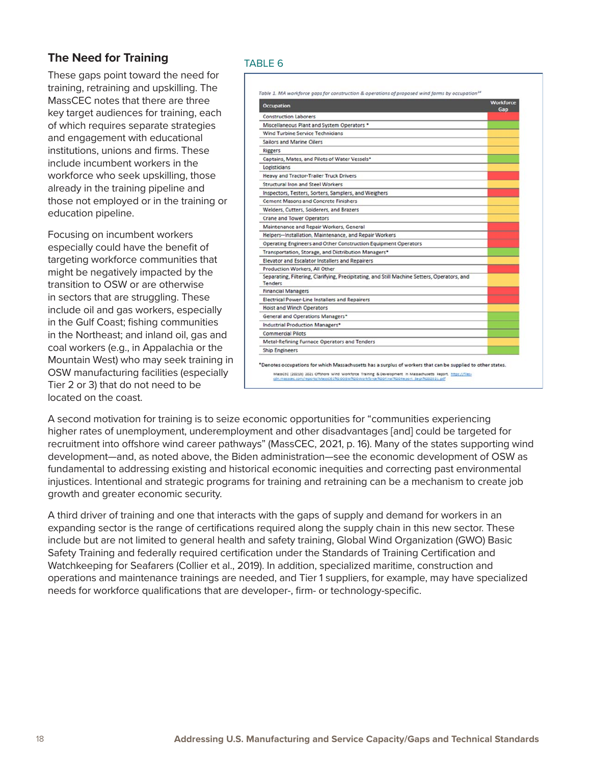## The Need for Training

These gaps point toward the need for training, retraining and upskilling. The MassCEC notes that there are three key target audiences for training, each of which requires separate strategies and engagement with educational institutions, unions and firms. These include incumbent workers in the workforce who seek upskilling, those already in the training pipeline and those not employed or in the training or education pipeline.

Focusing on incumbent workers especially could have the benefit of targeting workforce communities that might be negatively impacted by the transition to OSW or are otherwise in sectors that are struggling. These include oil and gas workers, especially in the Gulf Coast; fishing communities in the Northeast; and inland oil, gas and coal workers (e.g., in Appalachia or the Mountain West) who may seek training in OSW manufacturing facilities (especially Tier 2 or 3) that do not need to be located on the coast.

TABLE 6

*Table 1. MA workforce gaps for construction & operations of proposed wind farms by occupation*[34]

| Occupation | Workforce Gap |
|---|---|
| Construction Laborers | Red |
| Miscellaneous Plant and System Operators * | Green |
| Wind Turbine Service Technicians | Yellow |
| Sailors and Marine Oilers | Yellow |
| Riggers | Yellow |
| Captains, Mates, and Pilots of Water Vessels* | Green |
| Logisticians | Yellow |
| Heavy and Tractor-Trailer Truck Drivers | Red |
| Structural Iron and Steel Workers | Yellow |
| Inspectors, Testers, Sorters, Samplers, and Weighers | Red |
| Cement Masons and Concrete Finishers | Yellow |
| Welders, Cutters, Solderers, and Brazers | Red |
| Crane and Tower Operators | Yellow |
| Maintenance and Repair Workers, General | Red |
| Helpers--Installation, Maintenance, and Repair Workers | Red |
| Operating Engineers and Other Construction Equipment Operators | Yellow |
| Transportation, Storage, and Distribution Managers* | Green |
| Elevator and Escalator Installers and Repairers | Yellow |
| Production Workers, All Other | Red |
| Separating, Filtering, Clarifying, Precipitating, and Still Machine Setters, Operators, and Tenders | Yellow |
| Financial Managers | Red |
| Electrical Power-Line Installers and Repairers | Red |
| Hoist and Winch Operators | Yellow |
| General and Operations Managers* | Green |
| Industrial Production Managers* | Green |
| Commercial Pilots | Green |
| Metal-Refining Furnace Operators and Tenders | Yellow |
| Ship Engineers | Green |

*Denotes occupations for which Massachusetts has a surplus of workers that can be supplied to other states.

MassCEC (2021b) 2021 Offshore Wind Workforce Training & Development in Massachusetts Report. https://files-cdn.masscec.com/reports/MassCEC%20OSW%20Workforce%20Final%20Report_Sept%202021.pdf

A second motivation for training is to seize economic opportunities for "communities experiencing higher rates of unemployment, underemployment and other disadvantages [and] could be targeted for recruitment into offshore wind career pathways" (MassCEC, 2021, p. 16). Many of the states supporting wind development—and, as noted above, the Biden administration—see the economic development of OSW as fundamental to addressing existing and historical economic inequities and correcting past environmental injustices. Intentional and strategic programs for training and retraining can be a mechanism to create job growth and greater economic security.

A third driver of training and one that interacts with the gaps of supply and demand for workers in an expanding sector is the range of certifications required along the supply chain in this new sector. These include but are not limited to general health and safety training, Global Wind Organization (GWO) Basic Safety Training and federally required certification under the Standards of Training Certification and Watchkeeping for Seafarers (Collier et al., 2019). In addition, specialized maritime, construction and operations and maintenance trainings are needed, and Tier 1 suppliers, for example, may have specialized needs for workforce qualifications that are developer-, firm- or technology-specific.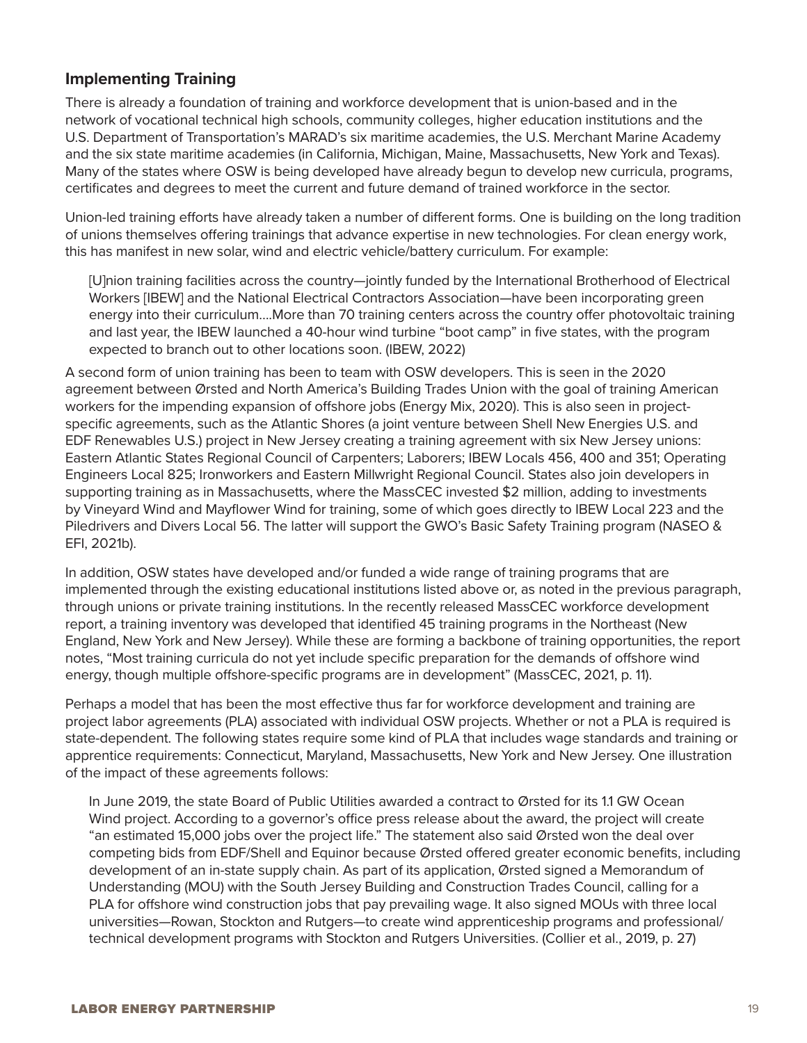### Implementing Training

There is already a foundation of training and workforce development that is union-based and in the network of vocational technical high schools, community colleges, higher education institutions and the U.S. Department of Transportation's MARAD's six maritime academies, the U.S. Merchant Marine Academy and the six state maritime academies (in California, Michigan, Maine, Massachusetts, New York and Texas). Many of the states where OSW is being developed have already begun to develop new curricula, programs, certificates and degrees to meet the current and future demand of trained workforce in the sector.

Union-led training efforts have already taken a number of different forms. One is building on the long tradition of unions themselves offering trainings that advance expertise in new technologies. For clean energy work, this has manifest in new solar, wind and electric vehicle/battery curriculum. For example:

> [U]nion training facilities across the country—jointly funded by the International Brotherhood of Electrical Workers [IBEW] and the National Electrical Contractors Association—have been incorporating green energy into their curriculum….More than 70 training centers across the country offer photovoltaic training and last year, the IBEW launched a 40-hour wind turbine "boot camp" in five states, with the program expected to branch out to other locations soon. (IBEW, 2022)

A second form of union training has been to team with OSW developers. This is seen in the 2020 agreement between Ørsted and North America's Building Trades Union with the goal of training American workers for the impending expansion of offshore jobs (Energy Mix, 2020). This is also seen in project-specific agreements, such as the Atlantic Shores (a joint venture between Shell New Energies U.S. and EDF Renewables U.S.) project in New Jersey creating a training agreement with six New Jersey unions: Eastern Atlantic States Regional Council of Carpenters; Laborers; IBEW Locals 456, 400 and 351; Operating Engineers Local 825; Ironworkers and Eastern Millwright Regional Council. States also join developers in supporting training as in Massachusetts, where the MassCEC invested $2 million, adding to investments by Vineyard Wind and Mayflower Wind for training, some of which goes directly to IBEW Local 223 and the Piledrivers and Divers Local 56. The latter will support the GWO's Basic Safety Training program (NASEO & EFI, 2021b).

In addition, OSW states have developed and/or funded a wide range of training programs that are implemented through the existing educational institutions listed above or, as noted in the previous paragraph, through unions or private training institutions. In the recently released MassCEC workforce development report, a training inventory was developed that identified 45 training programs in the Northeast (New England, New York and New Jersey). While these are forming a backbone of training opportunities, the report notes, "Most training curricula do not yet include specific preparation for the demands of offshore wind energy, though multiple offshore-specific programs are in development" (MassCEC, 2021, p. 11).

Perhaps a model that has been the most effective thus far for workforce development and training are project labor agreements (PLA) associated with individual OSW projects. Whether or not a PLA is required is state-dependent. The following states require some kind of PLA that includes wage standards and training or apprentice requirements: Connecticut, Maryland, Massachusetts, New York and New Jersey. One illustration of the impact of these agreements follows:

> In June 2019, the state Board of Public Utilities awarded a contract to Ørsted for its 1.1 GW Ocean Wind project. According to a governor's office press release about the award, the project will create "an estimated 15,000 jobs over the project life." The statement also said Ørsted won the deal over competing bids from EDF/Shell and Equinor because Ørsted offered greater economic benefits, including development of an in-state supply chain. As part of its application, Ørsted signed a Memorandum of Understanding (MOU) with the South Jersey Building and Construction Trades Council, calling for a PLA for offshore wind construction jobs that pay prevailing wage. It also signed MOUs with three local universities—Rowan, Stockton and Rutgers—to create wind apprenticeship programs and professional/technical development programs with Stockton and Rutgers Universities. (Collier et al., 2019, p. 27)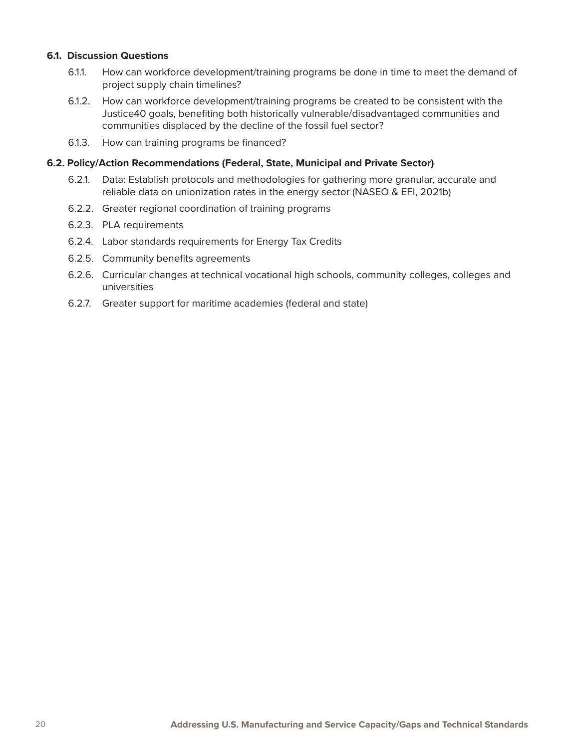### 6.1. Discussion Questions

6.1.1. How can workforce development/training programs be done in time to meet the demand of project supply chain timelines?

6.1.2. How can workforce development/training programs be created to be consistent with the Justice40 goals, benefiting both historically vulnerable/disadvantaged communities and communities displaced by the decline of the fossil fuel sector?

6.1.3. How can training programs be financed?

### 6.2. Policy/Action Recommendations (Federal, State, Municipal and Private Sector)

6.2.1. Data: Establish protocols and methodologies for gathering more granular, accurate and reliable data on unionization rates in the energy sector (NASEO & EFI, 2021b)

6.2.2. Greater regional coordination of training programs

6.2.3. PLA requirements

6.2.4. Labor standards requirements for Energy Tax Credits

6.2.5. Community benefits agreements

6.2.6. Curricular changes at technical vocational high schools, community colleges, colleges and universities

6.2.7. Greater support for maritime academies (federal and state)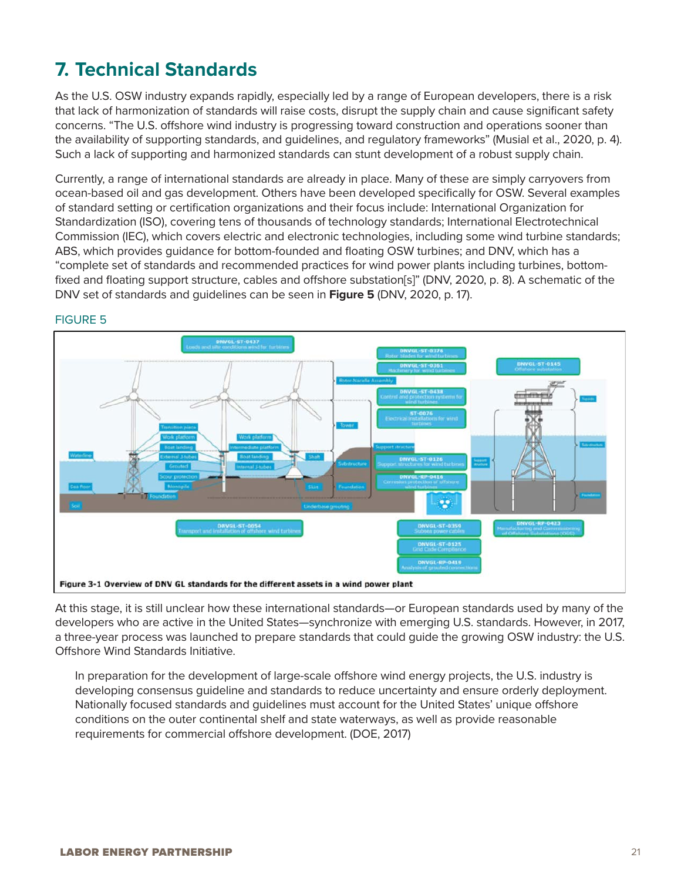# 7. Technical Standards

As the U.S. OSW industry expands rapidly, especially led by a range of European developers, there is a risk that lack of harmonization of standards will raise costs, disrupt the supply chain and cause significant safety concerns. "The U.S. offshore wind industry is progressing toward construction and operations sooner than the availability of supporting standards, and guidelines, and regulatory frameworks" (Musial et al., 2020, p. 4). Such a lack of supporting and harmonized standards can stunt development of a robust supply chain.

Currently, a range of international standards are already in place. Many of these are simply carryovers from ocean-based oil and gas development. Others have been developed specifically for OSW. Several examples of standard setting or certification organizations and their focus include: International Organization for Standardization (ISO), covering tens of thousands of technology standards; International Electrotechnical Commission (IEC), which covers electric and electronic technologies, including some wind turbine standards; ABS, which provides guidance for bottom-founded and floating OSW turbines; and DNV, which has a "complete set of standards and recommended practices for wind power plants including turbines, bottom-fixed and floating support structure, cables and offshore substation[s]" (DNV, 2020, p. 8). A schematic of the DNV set of standards and guidelines can be seen in **Figure 5** (DNV, 2020, p. 17).

FIGURE 5

**Figure 3-1 Overview of DNV GL standards for the different assets in a wind power plant**

At this stage, it is still unclear how these international standards—or European standards used by many of the developers who are active in the United States—synchronize with emerging U.S. standards. However, in 2017, a three-year process was launched to prepare standards that could guide the growing OSW industry: the U.S. Offshore Wind Standards Initiative.

> In preparation for the development of large-scale offshore wind energy projects, the U.S. industry is developing consensus guideline and standards to reduce uncertainty and ensure orderly deployment. Nationally focused standards and guidelines must account for the United States' unique offshore conditions on the outer continental shelf and state waterways, as well as provide reasonable requirements for commercial offshore development. (DOE, 2017)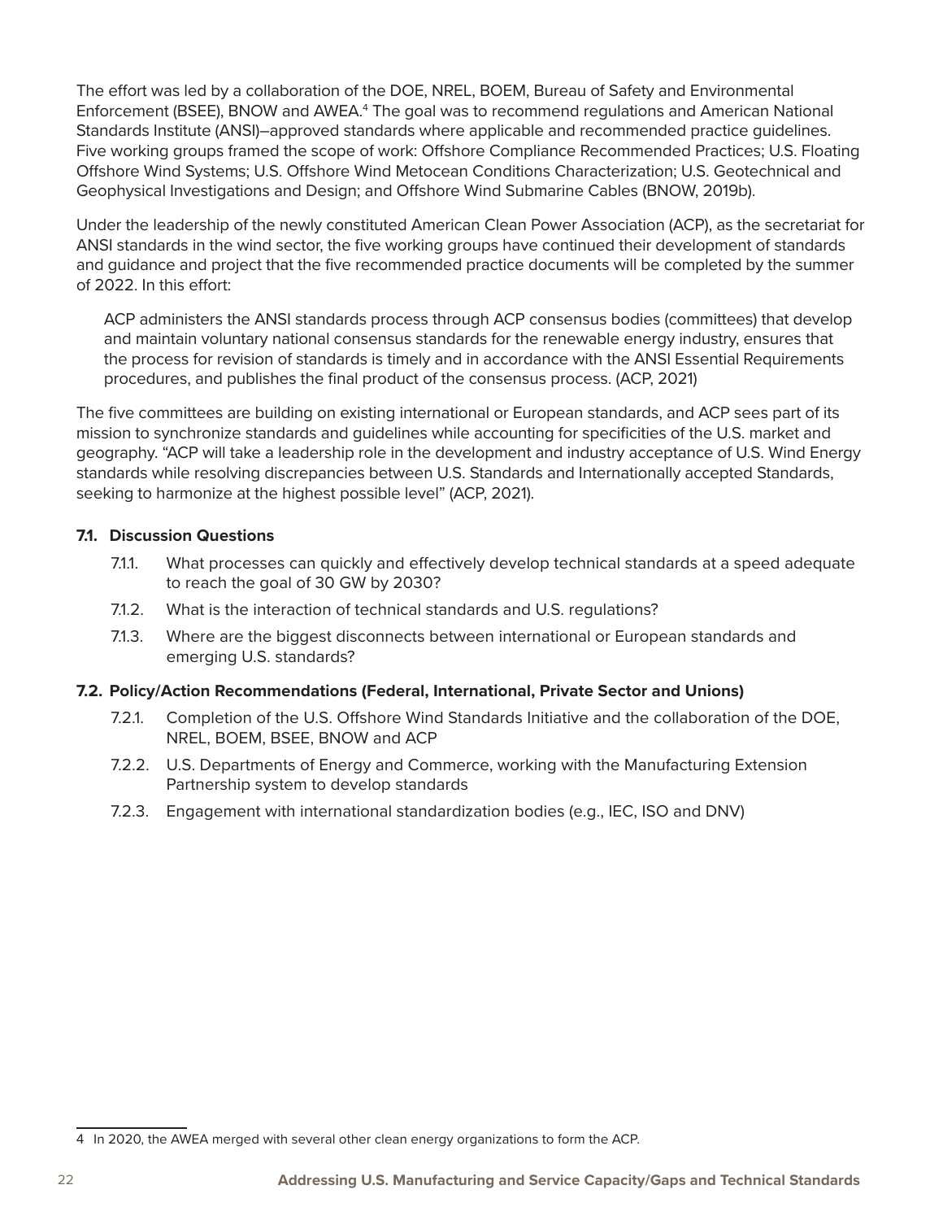The effort was led by a collaboration of the DOE, NREL, BOEM, Bureau of Safety and Environmental Enforcement (BSEE), BNOW and AWEA.[4] The goal was to recommend regulations and American National Standards Institute (ANSI)–approved standards where applicable and recommended practice guidelines. Five working groups framed the scope of work: Offshore Compliance Recommended Practices; U.S. Floating Offshore Wind Systems; U.S. Offshore Wind Metocean Conditions Characterization; U.S. Geotechnical and Geophysical Investigations and Design; and Offshore Wind Submarine Cables (BNOW, 2019b).

Under the leadership of the newly constituted American Clean Power Association (ACP), as the secretariat for ANSI standards in the wind sector, the five working groups have continued their development of standards and guidance and project that the five recommended practice documents will be completed by the summer of 2022. In this effort:

> ACP administers the ANSI standards process through ACP consensus bodies (committees) that develop and maintain voluntary national consensus standards for the renewable energy industry, ensures that the process for revision of standards is timely and in accordance with the ANSI Essential Requirements procedures, and publishes the final product of the consensus process. (ACP, 2021)

The five committees are building on existing international or European standards, and ACP sees part of its mission to synchronize standards and guidelines while accounting for specificities of the U.S. market and geography. "ACP will take a leadership role in the development and industry acceptance of U.S. Wind Energy standards while resolving discrepancies between U.S. Standards and Internationally accepted Standards, seeking to harmonize at the highest possible level" (ACP, 2021).

### 7.1. Discussion Questions

- 7.1.1. What processes can quickly and effectively develop technical standards at a speed adequate to reach the goal of 30 GW by 2030?
- 7.1.2. What is the interaction of technical standards and U.S. regulations?
- 7.1.3. Where are the biggest disconnects between international or European standards and emerging U.S. standards?

### 7.2. Policy/Action Recommendations (Federal, International, Private Sector and Unions)

- 7.2.1. Completion of the U.S. Offshore Wind Standards Initiative and the collaboration of the DOE, NREL, BOEM, BSEE, BNOW and ACP
- 7.2.2. U.S. Departments of Energy and Commerce, working with the Manufacturing Extension Partnership system to develop standards
- 7.2.3. Engagement with international standardization bodies (e.g., IEC, ISO and DNV)

---

4 In 2020, the AWEA merged with several other clean energy organizations to form the ACP.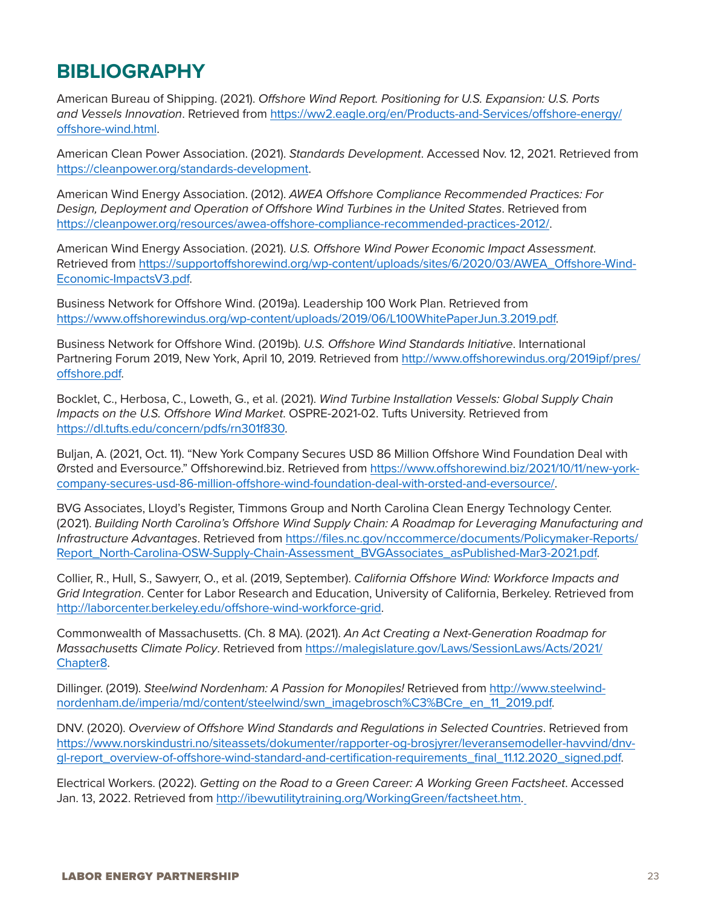# BIBLIOGRAPHY

American Bureau of Shipping. (2021). *Offshore Wind Report. Positioning for U.S. Expansion: U.S. Ports and Vessels Innovation*. Retrieved from https://ww2.eagle.org/en/Products-and-Services/offshore-energy/offshore-wind.html.

American Clean Power Association. (2021). *Standards Development*. Accessed Nov. 12, 2021. Retrieved from https://cleanpower.org/standards-development.

American Wind Energy Association. (2012). *AWEA Offshore Compliance Recommended Practices: For Design, Deployment and Operation of Offshore Wind Turbines in the United States*. Retrieved from https://cleanpower.org/resources/awea-offshore-compliance-recommended-practices-2012/.

American Wind Energy Association. (2021). *U.S. Offshore Wind Power Economic Impact Assessment*. Retrieved from https://supportoffshorewind.org/wp-content/uploads/sites/6/2020/03/AWEA_Offshore-Wind-Economic-ImpactsV3.pdf.

Business Network for Offshore Wind. (2019a). Leadership 100 Work Plan. Retrieved from https://www.offshorewindus.org/wp-content/uploads/2019/06/L100WhitePaperJun.3.2019.pdf.

Business Network for Offshore Wind. (2019b). *U.S. Offshore Wind Standards Initiative*. International Partnering Forum 2019, New York, April 10, 2019. Retrieved from http://www.offshorewindus.org/2019ipf/pres/offshore.pdf.

Bocklet, C., Herbosa, C., Loweth, G., et al. (2021). *Wind Turbine Installation Vessels: Global Supply Chain Impacts on the U.S. Offshore Wind Market*. OSPRE-2021-02. Tufts University. Retrieved from https://dl.tufts.edu/concern/pdfs/rn301f830.

Buljan, A. (2021, Oct. 11). "New York Company Secures USD 86 Million Offshore Wind Foundation Deal with Ørsted and Eversource." Offshorewind.biz. Retrieved from https://www.offshorewind.biz/2021/10/11/new-york-company-secures-usd-86-million-offshore-wind-foundation-deal-with-orsted-and-eversource/.

BVG Associates, Lloyd's Register, Timmons Group and North Carolina Clean Energy Technology Center. (2021). *Building North Carolina's Offshore Wind Supply Chain: A Roadmap for Leveraging Manufacturing and Infrastructure Advantages*. Retrieved from https://files.nc.gov/nccommerce/documents/Policymaker-Reports/Report_North-Carolina-OSW-Supply-Chain-Assessment_BVGAssociates_asPublished-Mar3-2021.pdf.

Collier, R., Hull, S., Sawyerr, O., et al. (2019, September). *California Offshore Wind: Workforce Impacts and Grid Integration*. Center for Labor Research and Education, University of California, Berkeley. Retrieved from http://laborcenter.berkeley.edu/offshore-wind-workforce-grid.

Commonwealth of Massachusetts. (Ch. 8 MA). (2021). *An Act Creating a Next-Generation Roadmap for Massachusetts Climate Policy*. Retrieved from https://malegislature.gov/Laws/SessionLaws/Acts/2021/Chapter8.

Dillinger. (2019). *Steelwind Nordenham: A Passion for Monopiles!* Retrieved from http://www.steelwind-nordenham.de/imperia/md/content/steelwind/swn_imagebrosch%C3%BCre_en_11_2019.pdf.

DNV. (2020). *Overview of Offshore Wind Standards and Regulations in Selected Countries*. Retrieved from https://www.norskindustri.no/siteassets/dokumenter/rapporter-og-brosjyrer/leveransemodeller-havvind/dnv-gl-report_overview-of-offshore-wind-standard-and-certification-requirements_final_11.12.2020_signed.pdf.

Electrical Workers. (2022). *Getting on the Road to a Green Career: A Working Green Factsheet*. Accessed Jan. 13, 2022. Retrieved from http://ibewutilitytraining.org/WorkingGreen/factsheet.htm.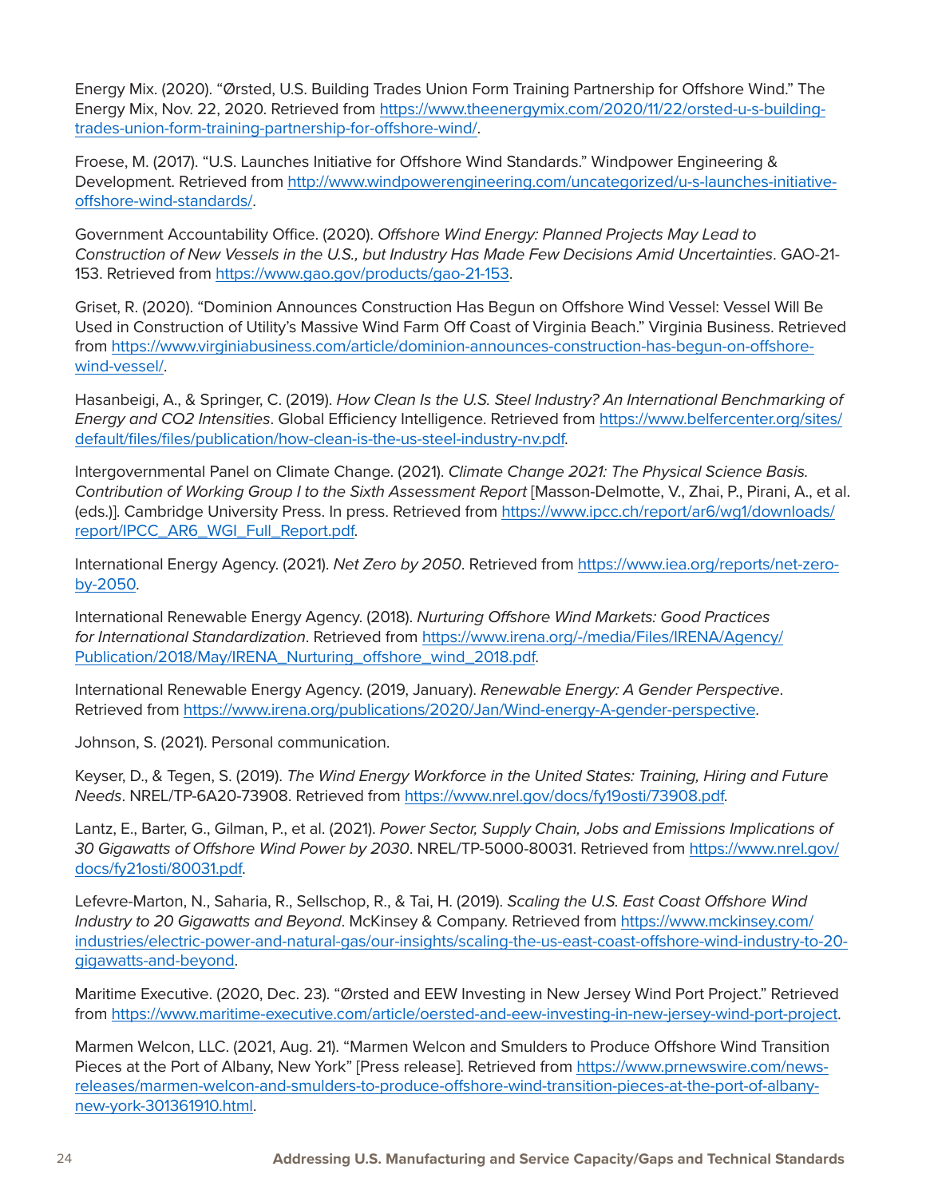Energy Mix. (2020). "Ørsted, U.S. Building Trades Union Form Training Partnership for Offshore Wind." The Energy Mix, Nov. 22, 2020. Retrieved from https://www.theenergymix.com/2020/11/22/orsted-u-s-building-trades-union-form-training-partnership-for-offshore-wind/.

Froese, M. (2017). "U.S. Launches Initiative for Offshore Wind Standards." Windpower Engineering & Development. Retrieved from http://www.windpowerengineering.com/uncategorized/u-s-launches-initiative-offshore-wind-standards/.

Government Accountability Office. (2020). *Offshore Wind Energy: Planned Projects May Lead to Construction of New Vessels in the U.S., but Industry Has Made Few Decisions Amid Uncertainties*. GAO-21-153. Retrieved from https://www.gao.gov/products/gao-21-153.

Griset, R. (2020). "Dominion Announces Construction Has Begun on Offshore Wind Vessel: Vessel Will Be Used in Construction of Utility's Massive Wind Farm Off Coast of Virginia Beach." Virginia Business. Retrieved from https://www.virginiabusiness.com/article/dominion-announces-construction-has-begun-on-offshore-wind-vessel/.

Hasanbeigi, A., & Springer, C. (2019). *How Clean Is the U.S. Steel Industry? An International Benchmarking of Energy and CO2 Intensities*. Global Efficiency Intelligence. Retrieved from https://www.belfercenter.org/sites/default/files/files/publication/how-clean-is-the-us-steel-industry-nv.pdf.

Intergovernmental Panel on Climate Change. (2021). *Climate Change 2021: The Physical Science Basis. Contribution of Working Group I to the Sixth Assessment Report* [Masson-Delmotte, V., Zhai, P., Pirani, A., et al. (eds.)]. Cambridge University Press. In press. Retrieved from https://www.ipcc.ch/report/ar6/wg1/downloads/report/IPCC_AR6_WGI_Full_Report.pdf.

International Energy Agency. (2021). *Net Zero by 2050*. Retrieved from https://www.iea.org/reports/net-zero-by-2050.

International Renewable Energy Agency. (2018). *Nurturing Offshore Wind Markets: Good Practices for International Standardization*. Retrieved from https://www.irena.org/-/media/Files/IRENA/Agency/Publication/2018/May/IRENA_Nurturing_offshore_wind_2018.pdf.

International Renewable Energy Agency. (2019, January). *Renewable Energy: A Gender Perspective*. Retrieved from https://www.irena.org/publications/2020/Jan/Wind-energy-A-gender-perspective.

Johnson, S. (2021). Personal communication.

Keyser, D., & Tegen, S. (2019). *The Wind Energy Workforce in the United States: Training, Hiring and Future Needs*. NREL/TP-6A20-73908. Retrieved from https://www.nrel.gov/docs/fy19osti/73908.pdf.

Lantz, E., Barter, G., Gilman, P., et al. (2021). *Power Sector, Supply Chain, Jobs and Emissions Implications of 30 Gigawatts of Offshore Wind Power by 2030*. NREL/TP-5000-80031. Retrieved from https://www.nrel.gov/docs/fy21osti/80031.pdf.

Lefevre-Marton, N., Saharia, R., Sellschop, R., & Tai, H. (2019). *Scaling the U.S. East Coast Offshore Wind Industry to 20 Gigawatts and Beyond*. McKinsey & Company. Retrieved from https://www.mckinsey.com/industries/electric-power-and-natural-gas/our-insights/scaling-the-us-east-coast-offshore-wind-industry-to-20-gigawatts-and-beyond.

Maritime Executive. (2020, Dec. 23). "Ørsted and EEW Investing in New Jersey Wind Port Project." Retrieved from https://www.maritime-executive.com/article/oersted-and-eew-investing-in-new-jersey-wind-port-project.

Marmen Welcon, LLC. (2021, Aug. 21). "Marmen Welcon and Smulders to Produce Offshore Wind Transition Pieces at the Port of Albany, New York" [Press release]. Retrieved from https://www.prnewswire.com/news-releases/marmen-welcon-and-smulders-to-produce-offshore-wind-transition-pieces-at-the-port-of-albany-new-york-301361910.html.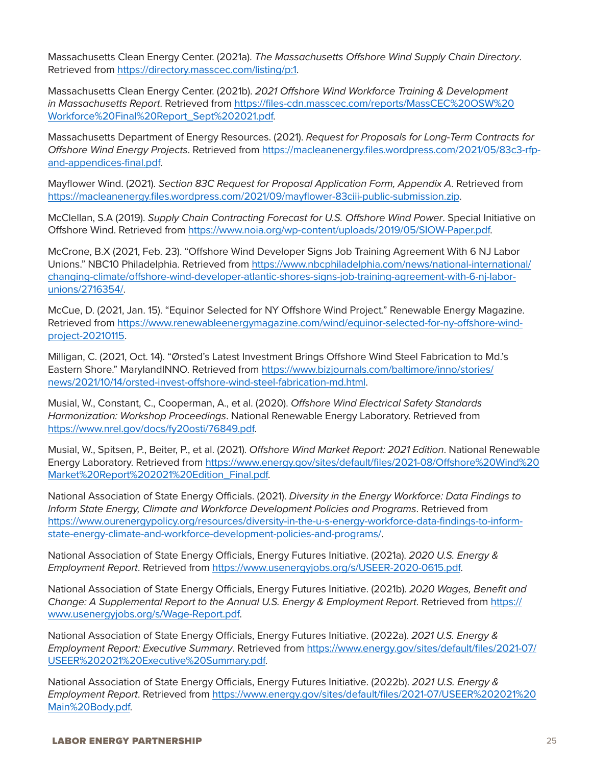Massachusetts Clean Energy Center. (2021a). *The Massachusetts Offshore Wind Supply Chain Directory*. Retrieved from https://directory.masscec.com/listing/p:1.

Massachusetts Clean Energy Center. (2021b). *2021 Offshore Wind Workforce Training & Development in Massachusetts Report*. Retrieved from https://files-cdn.masscec.com/reports/MassCEC%20OSW%20Workforce%20Final%20Report_Sept%202021.pdf.

Massachusetts Department of Energy Resources. (2021). *Request for Proposals for Long-Term Contracts for Offshore Wind Energy Projects*. Retrieved from https://macleanenergy.files.wordpress.com/2021/05/83c3-rfp-and-appendices-final.pdf.

Mayflower Wind. (2021). *Section 83C Request for Proposal Application Form, Appendix A*. Retrieved from https://macleanenergy.files.wordpress.com/2021/09/mayflower-83ciii-public-submission.zip.

McClellan, S.A (2019). *Supply Chain Contracting Forecast for U.S. Offshore Wind Power*. Special Initiative on Offshore Wind. Retrieved from https://www.noia.org/wp-content/uploads/2019/05/SIOW-Paper.pdf.

McCrone, B.X (2021, Feb. 23). "Offshore Wind Developer Signs Job Training Agreement With 6 NJ Labor Unions." NBC10 Philadelphia. Retrieved from https://www.nbcphiladelphia.com/news/national-international/changing-climate/offshore-wind-developer-atlantic-shores-signs-job-training-agreement-with-6-nj-labor-unions/2716354/.

McCue, D. (2021, Jan. 15). "Equinor Selected for NY Offshore Wind Project." Renewable Energy Magazine. Retrieved from https://www.renewableenergymagazine.com/wind/equinor-selected-for-ny-offshore-wind-project-20210115.

Milligan, C. (2021, Oct. 14). "Ørsted's Latest Investment Brings Offshore Wind Steel Fabrication to Md.'s Eastern Shore." MarylandINNO. Retrieved from https://www.bizjournals.com/baltimore/inno/stories/news/2021/10/14/orsted-invest-offshore-wind-steel-fabrication-md.html.

Musial, W., Constant, C., Cooperman, A., et al. (2020). *Offshore Wind Electrical Safety Standards Harmonization: Workshop Proceedings*. National Renewable Energy Laboratory. Retrieved from https://www.nrel.gov/docs/fy20osti/76849.pdf.

Musial, W., Spitsen, P., Beiter, P., et al. (2021). *Offshore Wind Market Report: 2021 Edition*. National Renewable Energy Laboratory. Retrieved from https://www.energy.gov/sites/default/files/2021-08/Offshore%20Wind%20Market%20Report%202021%20Edition_Final.pdf.

National Association of State Energy Officials. (2021). *Diversity in the Energy Workforce: Data Findings to Inform State Energy, Climate and Workforce Development Policies and Programs*. Retrieved from https://www.ourenergypolicy.org/resources/diversity-in-the-u-s-energy-workforce-data-findings-to-inform-state-energy-climate-and-workforce-development-policies-and-programs/.

National Association of State Energy Officials, Energy Futures Initiative. (2021a). *2020 U.S. Energy & Employment Report*. Retrieved from https://www.usenergyjobs.org/s/USEER-2020-0615.pdf.

National Association of State Energy Officials, Energy Futures Initiative. (2021b). *2020 Wages, Benefit and Change: A Supplemental Report to the Annual U.S. Energy & Employment Report*. Retrieved from https://www.usenergyjobs.org/s/Wage-Report.pdf.

National Association of State Energy Officials, Energy Futures Initiative. (2022a). *2021 U.S. Energy & Employment Report: Executive Summary*. Retrieved from https://www.energy.gov/sites/default/files/2021-07/USEER%202021%20Executive%20Summary.pdf.

National Association of State Energy Officials, Energy Futures Initiative. (2022b). *2021 U.S. Energy & Employment Report*. Retrieved from https://www.energy.gov/sites/default/files/2021-07/USEER%202021%20Main%20Body.pdf.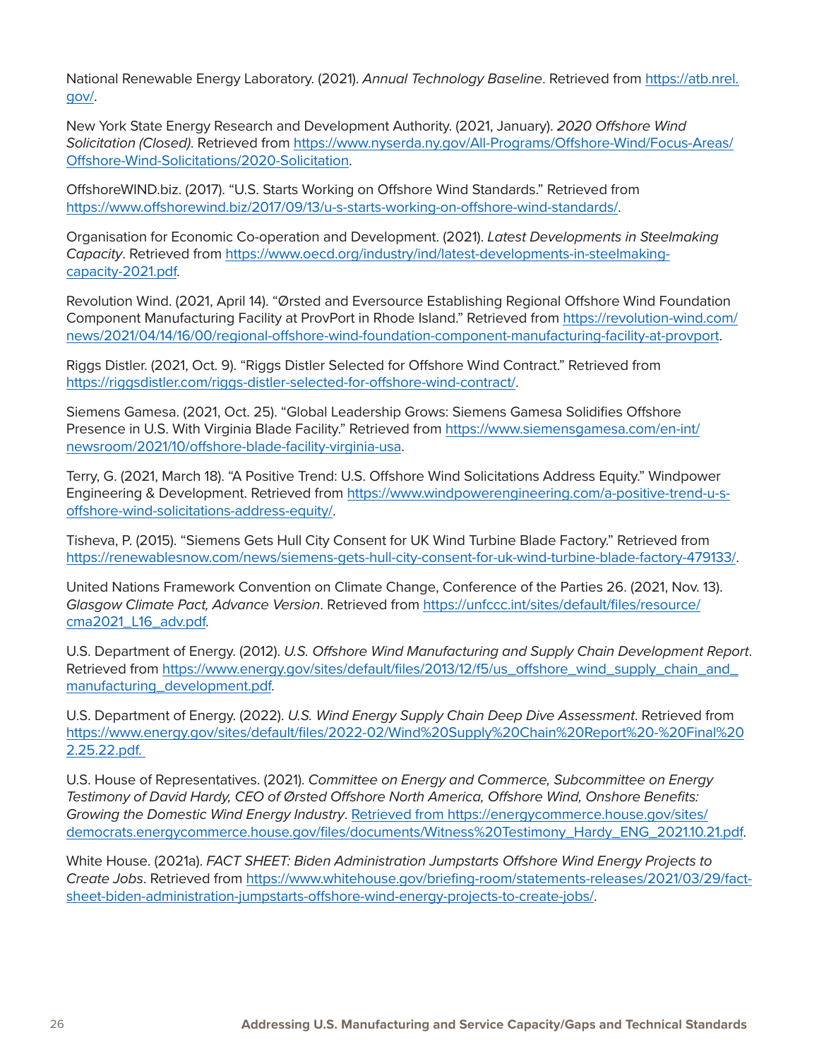National Renewable Energy Laboratory. (2021). *Annual Technology Baseline*. Retrieved from https://atb.nrel.gov/.

New York State Energy Research and Development Authority. (2021, January). *2020 Offshore Wind Solicitation (Closed)*. Retrieved from https://www.nyserda.ny.gov/All-Programs/Offshore-Wind/Focus-Areas/Offshore-Wind-Solicitations/2020-Solicitation.

OffshoreWIND.biz. (2017). "U.S. Starts Working on Offshore Wind Standards." Retrieved from https://www.offshorewind.biz/2017/09/13/u-s-starts-working-on-offshore-wind-standards/.

Organisation for Economic Co-operation and Development. (2021). *Latest Developments in Steelmaking Capacity*. Retrieved from https://www.oecd.org/industry/ind/latest-developments-in-steelmaking-capacity-2021.pdf.

Revolution Wind. (2021, April 14). "Ørsted and Eversource Establishing Regional Offshore Wind Foundation Component Manufacturing Facility at ProvPort in Rhode Island." Retrieved from https://revolution-wind.com/news/2021/04/14/16/00/regional-offshore-wind-foundation-component-manufacturing-facility-at-provport.

Riggs Distler. (2021, Oct. 9). "Riggs Distler Selected for Offshore Wind Contract." Retrieved from https://riggsdistler.com/riggs-distler-selected-for-offshore-wind-contract/.

Siemens Gamesa. (2021, Oct. 25). "Global Leadership Grows: Siemens Gamesa Solidifies Offshore Presence in U.S. With Virginia Blade Facility." Retrieved from https://www.siemensgamesa.com/en-int/newsroom/2021/10/offshore-blade-facility-virginia-usa.

Terry, G. (2021, March 18). "A Positive Trend: U.S. Offshore Wind Solicitations Address Equity." Windpower Engineering & Development. Retrieved from https://www.windpowerengineering.com/a-positive-trend-u-s-offshore-wind-solicitations-address-equity/.

Tisheva, P. (2015). "Siemens Gets Hull City Consent for UK Wind Turbine Blade Factory." Retrieved from https://renewablesnow.com/news/siemens-gets-hull-city-consent-for-uk-wind-turbine-blade-factory-479133/.

United Nations Framework Convention on Climate Change, Conference of the Parties 26. (2021, Nov. 13). *Glasgow Climate Pact, Advance Version*. Retrieved from https://unfccc.int/sites/default/files/resource/cma2021_L16_adv.pdf.

U.S. Department of Energy. (2012). *U.S. Offshore Wind Manufacturing and Supply Chain Development Report*. Retrieved from https://www.energy.gov/sites/default/files/2013/12/f5/us_offshore_wind_supply_chain_and_manufacturing_development.pdf.

U.S. Department of Energy. (2022). *U.S. Wind Energy Supply Chain Deep Dive Assessment*. Retrieved from https://www.energy.gov/sites/default/files/2022-02/Wind%20Supply%20Chain%20Report%20-%20Final%202.25.22.pdf.

U.S. House of Representatives. (2021). *Committee on Energy and Commerce, Subcommittee on Energy Testimony of David Hardy, CEO of Ørsted Offshore North America, Offshore Wind, Onshore Benefits: Growing the Domestic Wind Energy Industry*. Retrieved from https://energycommerce.house.gov/sites/democrats.energycommerce.house.gov/files/documents/Witness%20Testimony_Hardy_ENG_2021.10.21.pdf.

White House. (2021a). *FACT SHEET: Biden Administration Jumpstarts Offshore Wind Energy Projects to Create Jobs*. Retrieved from https://www.whitehouse.gov/briefing-room/statements-releases/2021/03/29/fact-sheet-biden-administration-jumpstarts-offshore-wind-energy-projects-to-create-jobs/.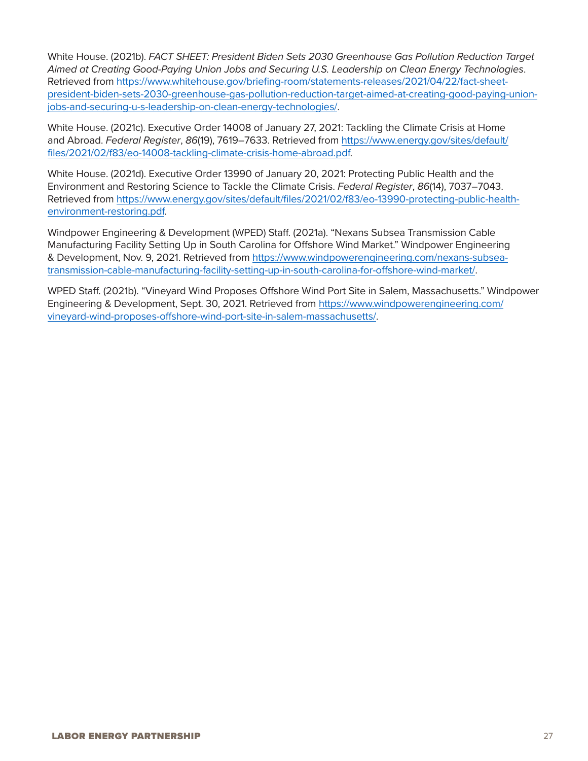White House. (2021b). *FACT SHEET: President Biden Sets 2030 Greenhouse Gas Pollution Reduction Target Aimed at Creating Good-Paying Union Jobs and Securing U.S. Leadership on Clean Energy Technologies*. Retrieved from https://www.whitehouse.gov/briefing-room/statements-releases/2021/04/22/fact-sheet-president-biden-sets-2030-greenhouse-gas-pollution-reduction-target-aimed-at-creating-good-paying-union-jobs-and-securing-u-s-leadership-on-clean-energy-technologies/.

White House. (2021c). Executive Order 14008 of January 27, 2021: Tackling the Climate Crisis at Home and Abroad. *Federal Register*, *86*(19), 7619–7633. Retrieved from https://www.energy.gov/sites/default/files/2021/02/f83/eo-14008-tackling-climate-crisis-home-abroad.pdf.

White House. (2021d). Executive Order 13990 of January 20, 2021: Protecting Public Health and the Environment and Restoring Science to Tackle the Climate Crisis. *Federal Register*, *86*(14), 7037–7043. Retrieved from https://www.energy.gov/sites/default/files/2021/02/f83/eo-13990-protecting-public-health-environment-restoring.pdf.

Windpower Engineering & Development (WPED) Staff. (2021a). "Nexans Subsea Transmission Cable Manufacturing Facility Setting Up in South Carolina for Offshore Wind Market." Windpower Engineering & Development, Nov. 9, 2021. Retrieved from https://www.windpowerengineering.com/nexans-subsea-transmission-cable-manufacturing-facility-setting-up-in-south-carolina-for-offshore-wind-market/.

WPED Staff. (2021b). "Vineyard Wind Proposes Offshore Wind Port Site in Salem, Massachusetts." Windpower Engineering & Development, Sept. 30, 2021. Retrieved from https://www.windpowerengineering.com/vineyard-wind-proposes-offshore-wind-port-site-in-salem-massachusetts/.